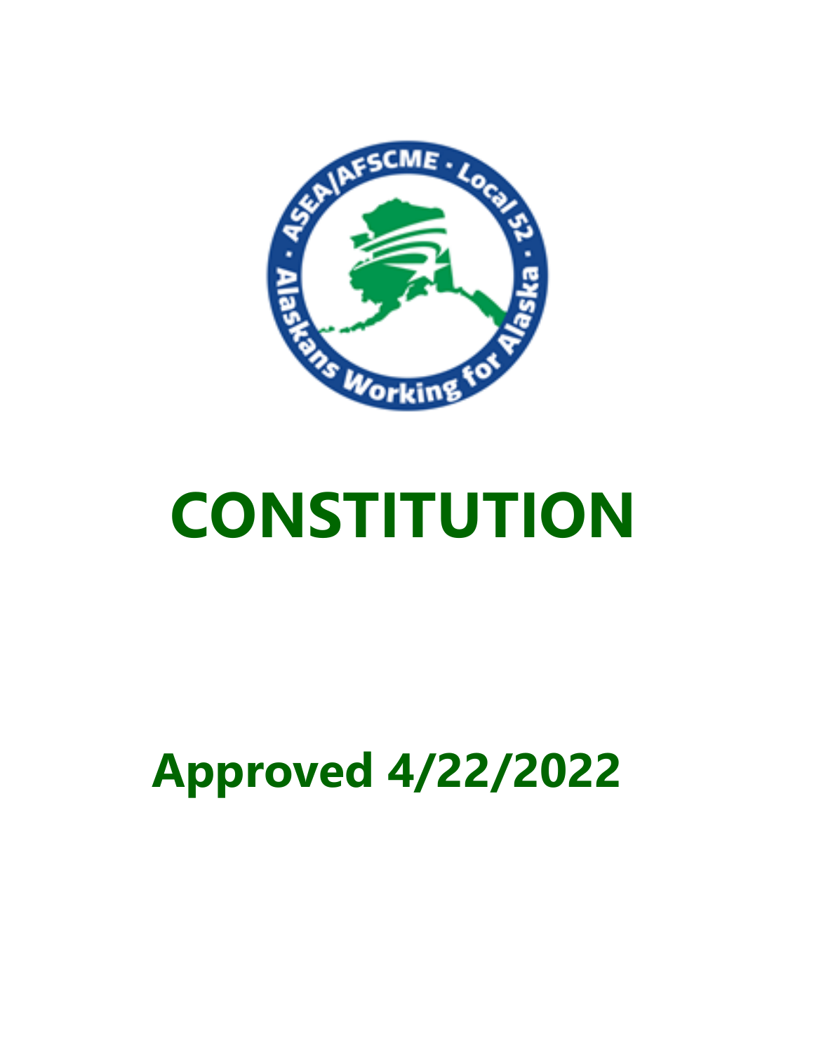# CONSTITUTION

## Approved 4/22/2022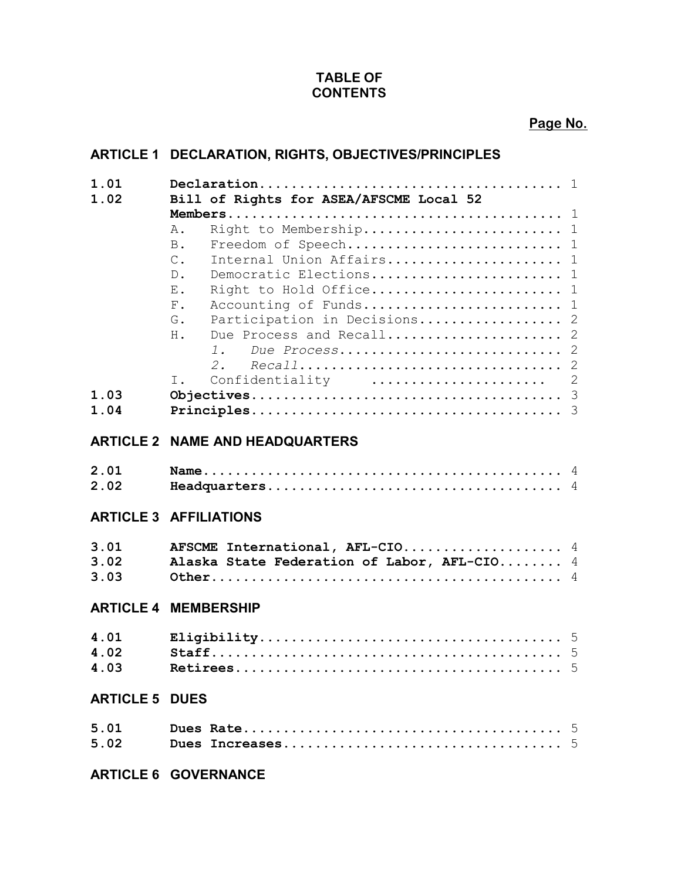# TABLE OF CONTENTS

**Page No.**

## ARTICLE 1 DECLARATION, RIGHTS, OBJECTIVES/PRINCIPLES

| | | |
|---|---|---|
| **1.01** | **Declaration** | 1 |
| **1.02** | **Bill of Rights for ASEA/AFSCME Local 52 Members** | 1 |
| | A. Right to Membership | 1 |
| | B. Freedom of Speech | 1 |
| | C. Internal Union Affairs | 1 |
| | D. Democratic Elections | 1 |
| | E. Right to Hold Office | 1 |
| | F. Accounting of Funds | 1 |
| | G. Participation in Decisions | 2 |
| | H. Due Process and Recall | 2 |
| | *1. Due Process* | 2 |
| | *2. Recall* | 2 |
| | I. Confidentiality | 2 |
| **1.03** | **Objectives** | 3 |
| **1.04** | **Principles** | 3 |

## ARTICLE 2 NAME AND HEADQUARTERS

| | | |
|---|---|---|
| **2.01** | **Name** | 4 |
| **2.02** | **Headquarters** | 4 |

## ARTICLE 3 AFFILIATIONS

| | | |
|---|---|---|
| **3.01** | **AFSCME International, AFL-CIO** | 4 |
| **3.02** | **Alaska State Federation of Labor, AFL-CIO** | 4 |
| **3.03** | **Other** | 4 |

## ARTICLE 4 MEMBERSHIP

| | | |
|---|---|---|
| **4.01** | **Eligibility** | 5 |
| **4.02** | **Staff** | 5 |
| **4.03** | **Retirees** | 5 |

## ARTICLE 5 DUES

| | | |
|---|---|---|
| **5.01** | **Dues Rate** | 5 |
| **5.02** | **Dues Increases** | 5 |

## ARTICLE 6 GOVERNANCE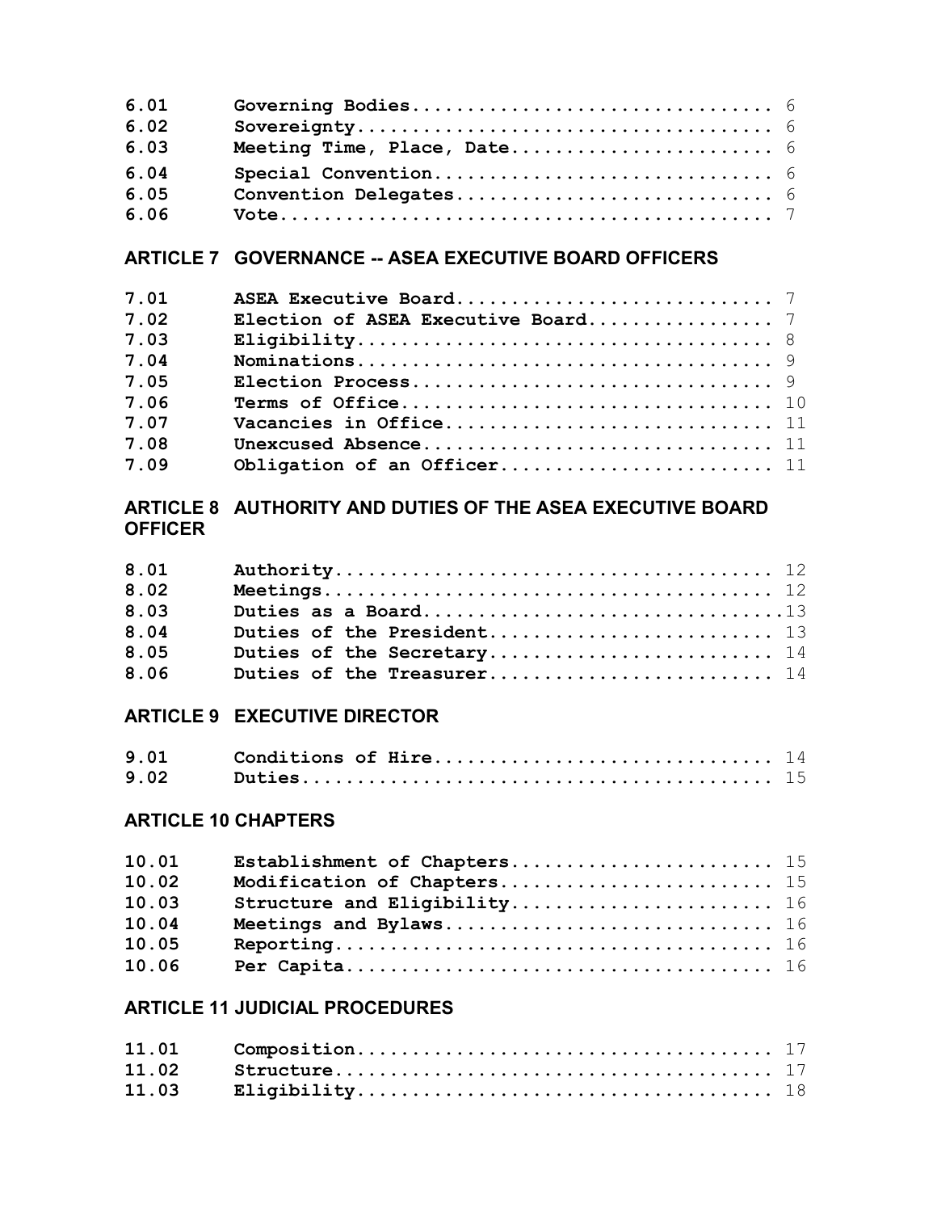| | | |
|---|---|---|
| **6.01** | **Governing Bodies** | 6 |
| **6.02** | **Sovereignty** | 6 |
| **6.03** | **Meeting Time, Place, Date** | 6 |
| **6.04** | **Special Convention** | 6 |
| **6.05** | **Convention Delegates** | 6 |
| **6.06** | **Vote** | 7 |

## ARTICLE 7 GOVERNANCE -- ASEA EXECUTIVE BOARD OFFICERS

| | | |
|---|---|---|
| **7.01** | **ASEA Executive Board** | 7 |
| **7.02** | **Election of ASEA Executive Board** | 7 |
| **7.03** | **Eligibility** | 8 |
| **7.04** | **Nominations** | 9 |
| **7.05** | **Election Process** | 9 |
| **7.06** | **Terms of Office** | 10 |
| **7.07** | **Vacancies in Office** | 11 |
| **7.08** | **Unexcused Absence** | 11 |
| **7.09** | **Obligation of an Officer** | 11 |

## ARTICLE 8 AUTHORITY AND DUTIES OF THE ASEA EXECUTIVE BOARD OFFICER

| | | |
|---|---|---|
| **8.01** | **Authority** | 12 |
| **8.02** | **Meetings** | 12 |
| **8.03** | **Duties as a Board** | 13 |
| **8.04** | **Duties of the President** | 13 |
| **8.05** | **Duties of the Secretary** | 14 |
| **8.06** | **Duties of the Treasurer** | 14 |

## ARTICLE 9 EXECUTIVE DIRECTOR

| | | |
|---|---|---|
| **9.01** | **Conditions of Hire** | 14 |
| **9.02** | **Duties** | 15 |

## ARTICLE 10 CHAPTERS

| | | |
|---|---|---|
| **10.01** | **Establishment of Chapters** | 15 |
| **10.02** | **Modification of Chapters** | 15 |
| **10.03** | **Structure and Eligibility** | 16 |
| **10.04** | **Meetings and Bylaws** | 16 |
| **10.05** | **Reporting** | 16 |
| **10.06** | **Per Capita** | 16 |

## ARTICLE 11 JUDICIAL PROCEDURES

| | | |
|---|---|---|
| **11.01** | **Composition** | 17 |
| **11.02** | **Structure** | 17 |
| **11.03** | **Eligibility** | 18 |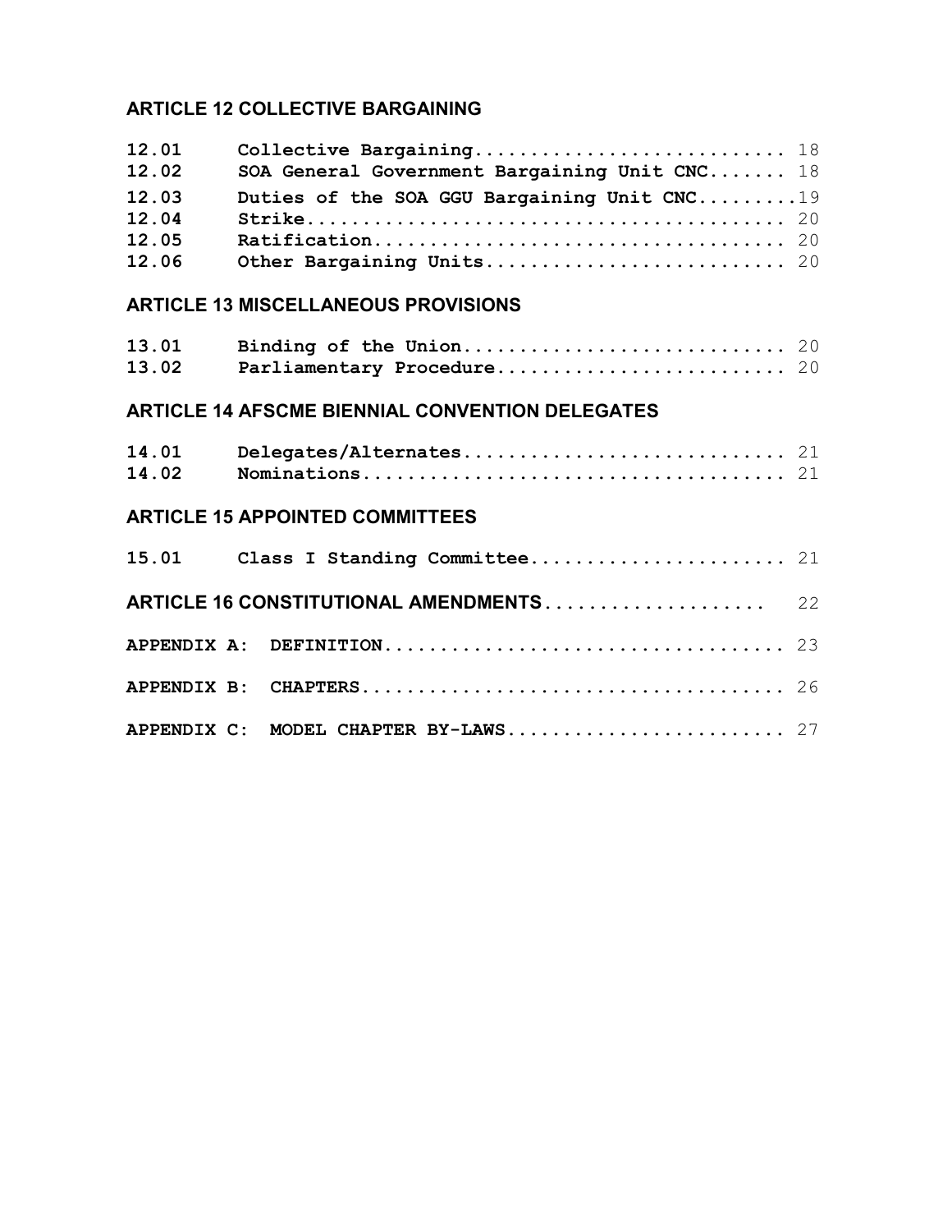## ARTICLE 12 COLLECTIVE BARGAINING

| | | |
|---|---|---|
| 12.01 | Collective Bargaining | 18 |
| 12.02 | SOA General Government Bargaining Unit CNC | 18 |
| 12.03 | Duties of the SOA GGU Bargaining Unit CNC | 19 |
| 12.04 | Strike | 20 |
| 12.05 | Ratification | 20 |
| 12.06 | Other Bargaining Units | 20 |

## ARTICLE 13 MISCELLANEOUS PROVISIONS

| | | |
|---|---|---|
| 13.01 | Binding of the Union | 20 |
| 13.02 | Parliamentary Procedure | 20 |

## ARTICLE 14 AFSCME BIENNIAL CONVENTION DELEGATES

| | | |
|---|---|---|
| 14.01 | Delegates/Alternates | 21 |
| 14.02 | Nominations | 21 |

## ARTICLE 15 APPOINTED COMMITTEES

| | | |
|---|---|---|
| 15.01 | Class I Standing Committee | 21 |

## ARTICLE 16 CONSTITUTIONAL AMENDMENTS .................... 22

**APPENDIX A: DEFINITION** .................................... 23

**APPENDIX B: CHAPTERS** ...................................... 26

**APPENDIX C: MODEL CHAPTER BY-LAWS** ......................... 27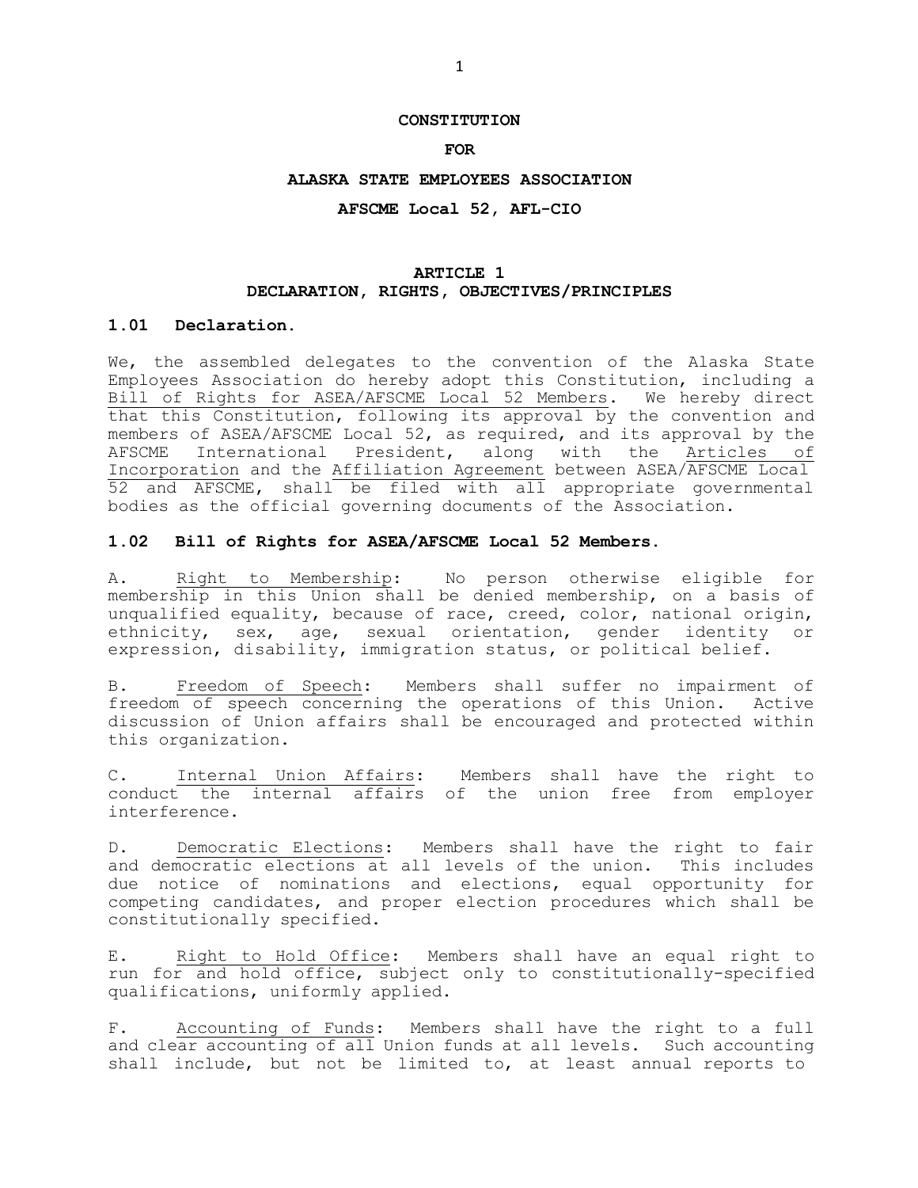# CONSTITUTION

# FOR

# ALASKA STATE EMPLOYEES ASSOCIATION

# AFSCME Local 52, AFL-CIO

## ARTICLE 1
## DECLARATION, RIGHTS, OBJECTIVES/PRINCIPLES

### 1.01 Declaration.

We, the assembled delegates to the convention of the Alaska State Employees Association do hereby adopt this Constitution, including a Bill of Rights for ASEA/AFSCME Local 52 Members. We hereby direct that this Constitution, following its approval by the convention and members of ASEA/AFSCME Local 52, as required, and its approval by the AFSCME International President, along with the Articles of Incorporation and the Affiliation Agreement between ASEA/AFSCME Local 52 and AFSCME, shall be filed with all appropriate governmental bodies as the official governing documents of the Association.

### 1.02 Bill of Rights for ASEA/AFSCME Local 52 Members.

A. Right to Membership: No person otherwise eligible for membership in this Union shall be denied membership, on a basis of unqualified equality, because of race, creed, color, national origin, ethnicity, sex, age, sexual orientation, gender identity or expression, disability, immigration status, or political belief.

B. Freedom of Speech: Members shall suffer no impairment of freedom of speech concerning the operations of this Union. Active discussion of Union affairs shall be encouraged and protected within this organization.

C. Internal Union Affairs: Members shall have the right to conduct the internal affairs of the union free from employer interference.

D. Democratic Elections: Members shall have the right to fair and democratic elections at all levels of the union. This includes due notice of nominations and elections, equal opportunity for competing candidates, and proper election procedures which shall be constitutionally specified.

E. Right to Hold Office: Members shall have an equal right to run for and hold office, subject only to constitutionally-specified qualifications, uniformly applied.

F. Accounting of Funds: Members shall have the right to a full and clear accounting of all Union funds at all levels. Such accounting shall include, but not be limited to, at least annual reports to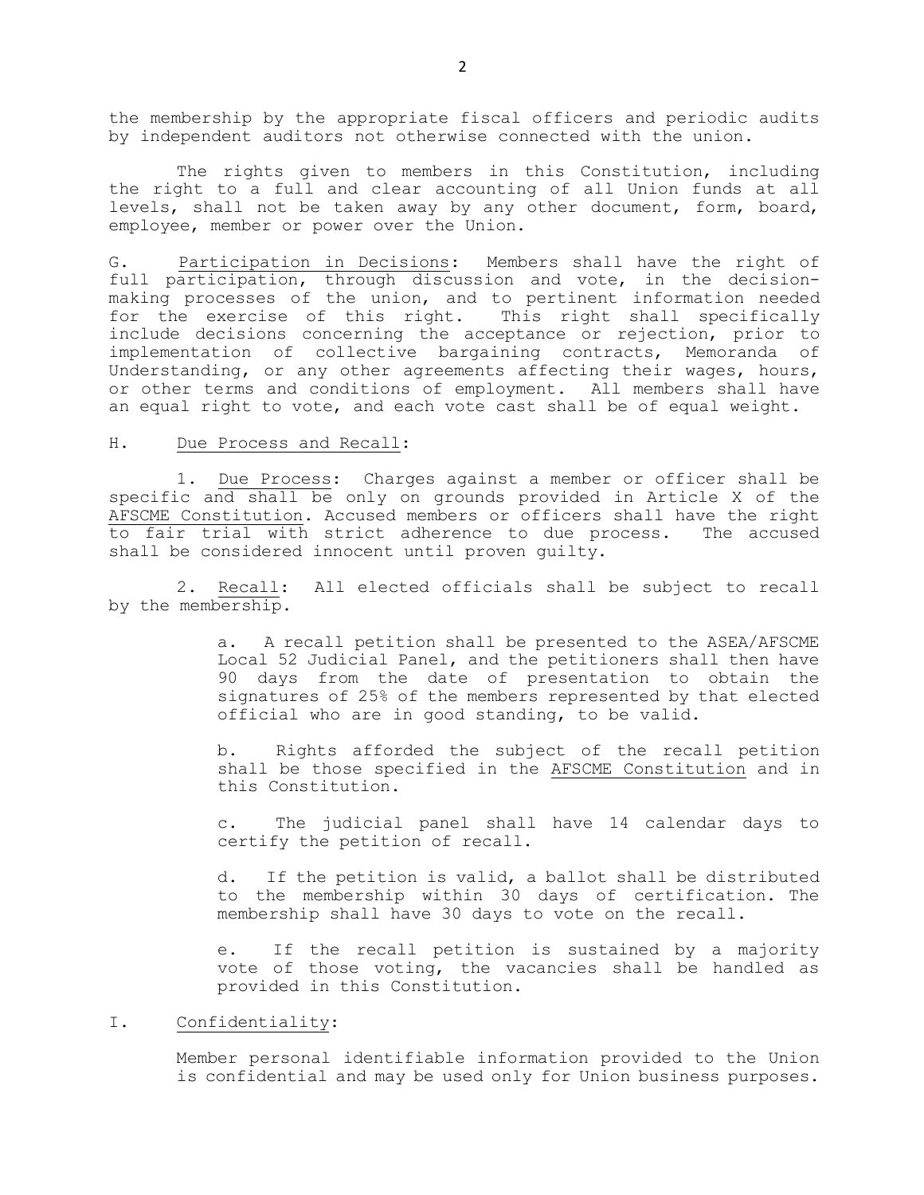the membership by the appropriate fiscal officers and periodic audits by independent auditors not otherwise connected with the union.

The rights given to members in this Constitution, including the right to a full and clear accounting of all Union funds at all levels, shall not be taken away by any other document, form, board, employee, member or power over the Union.

G. <u>Participation in Decisions</u>: Members shall have the right of full participation, through discussion and vote, in the decision-making processes of the union, and to pertinent information needed for the exercise of this right. This right shall specifically include decisions concerning the acceptance or rejection, prior to implementation of collective bargaining contracts, Memoranda of Understanding, or any other agreements affecting their wages, hours, or other terms and conditions of employment. All members shall have an equal right to vote, and each vote cast shall be of equal weight.

H. <u>Due Process and Recall</u>:

1. <u>Due Process</u>: Charges against a member or officer shall be specific and shall be only on grounds provided in Article X of the <u>AFSCME Constitution</u>. Accused members or officers shall have the right to fair trial with strict adherence to due process. The accused shall be considered innocent until proven guilty.

2. <u>Recall</u>: All elected officials shall be subject to recall by the membership.

   a. A recall petition shall be presented to the ASEA/AFSCME Local 52 Judicial Panel, and the petitioners shall then have 90 days from the date of presentation to obtain the signatures of 25% of the members represented by that elected official who are in good standing, to be valid.

   b. Rights afforded the subject of the recall petition shall be those specified in the <u>AFSCME Constitution</u> and in this Constitution.

   c. The judicial panel shall have 14 calendar days to certify the petition of recall.

   d. If the petition is valid, a ballot shall be distributed to the membership within 30 days of certification. The membership shall have 30 days to vote on the recall.

   e. If the recall petition is sustained by a majority vote of those voting, the vacancies shall be handled as provided in this Constitution.

I. <u>Confidentiality</u>:

Member personal identifiable information provided to the Union is confidential and may be used only for Union business purposes.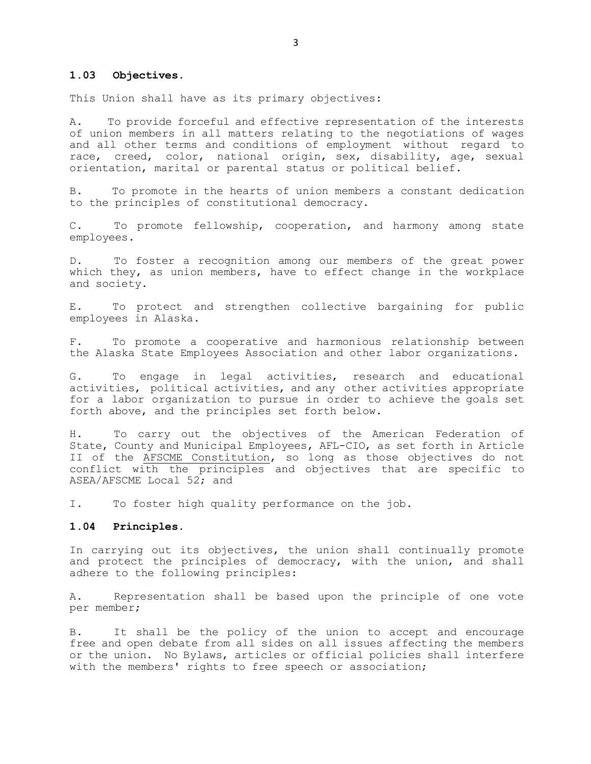### 1.03 Objectives.

This Union shall have as its primary objectives:

A. To provide forceful and effective representation of the interests of union members in all matters relating to the negotiations of wages and all other terms and conditions of employment without regard to race, creed, color, national origin, sex, disability, age, sexual orientation, marital or parental status or political belief.

B. To promote in the hearts of union members a constant dedication to the principles of constitutional democracy.

C. To promote fellowship, cooperation, and harmony among state employees.

D. To foster a recognition among our members of the great power which they, as union members, have to effect change in the workplace and society.

E. To protect and strengthen collective bargaining for public employees in Alaska.

F. To promote a cooperative and harmonious relationship between the Alaska State Employees Association and other labor organizations.

G. To engage in legal activities, research and educational activities, political activities, and any other activities appropriate for a labor organization to pursue in order to achieve the goals set forth above, and the principles set forth below.

H. To carry out the objectives of the American Federation of State, County and Municipal Employees, AFL-CIO, as set forth in Article II of the AFSCME Constitution, so long as those objectives do not conflict with the principles and objectives that are specific to ASEA/AFSCME Local 52; and

I. To foster high quality performance on the job.

### 1.04 Principles.

In carrying out its objectives, the union shall continually promote and protect the principles of democracy, with the union, and shall adhere to the following principles:

A. Representation shall be based upon the principle of one vote per member;

B. It shall be the policy of the union to accept and encourage free and open debate from all sides on all issues affecting the members or the union. No Bylaws, articles or official policies shall interfere with the members' rights to free speech or association;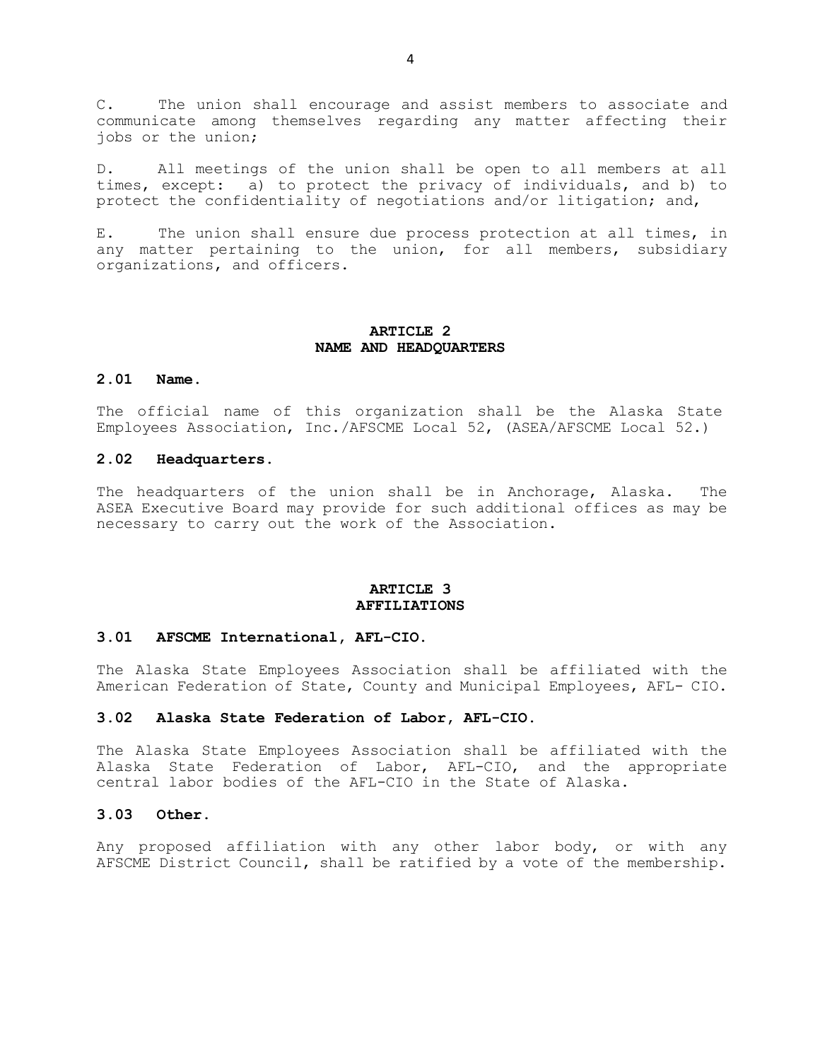C. The union shall encourage and assist members to associate and communicate among themselves regarding any matter affecting their jobs or the union;

D. All meetings of the union shall be open to all members at all times, except: a) to protect the privacy of individuals, and b) to protect the confidentiality of negotiations and/or litigation; and,

E. The union shall ensure due process protection at all times, in any matter pertaining to the union, for all members, subsidiary organizations, and officers.

## ARTICLE 2
## NAME AND HEADQUARTERS

### 2.01 Name.

The official name of this organization shall be the Alaska State Employees Association, Inc./AFSCME Local 52, (ASEA/AFSCME Local 52.)

### 2.02 Headquarters.

The headquarters of the union shall be in Anchorage, Alaska. The ASEA Executive Board may provide for such additional offices as may be necessary to carry out the work of the Association.

## ARTICLE 3
## AFFILIATIONS

### 3.01 AFSCME International, AFL-CIO.

The Alaska State Employees Association shall be affiliated with the American Federation of State, County and Municipal Employees, AFL- CIO.

### 3.02 Alaska State Federation of Labor, AFL-CIO.

The Alaska State Employees Association shall be affiliated with the Alaska State Federation of Labor, AFL-CIO, and the appropriate central labor bodies of the AFL-CIO in the State of Alaska.

### 3.03 Other.

Any proposed affiliation with any other labor body, or with any AFSCME District Council, shall be ratified by a vote of the membership.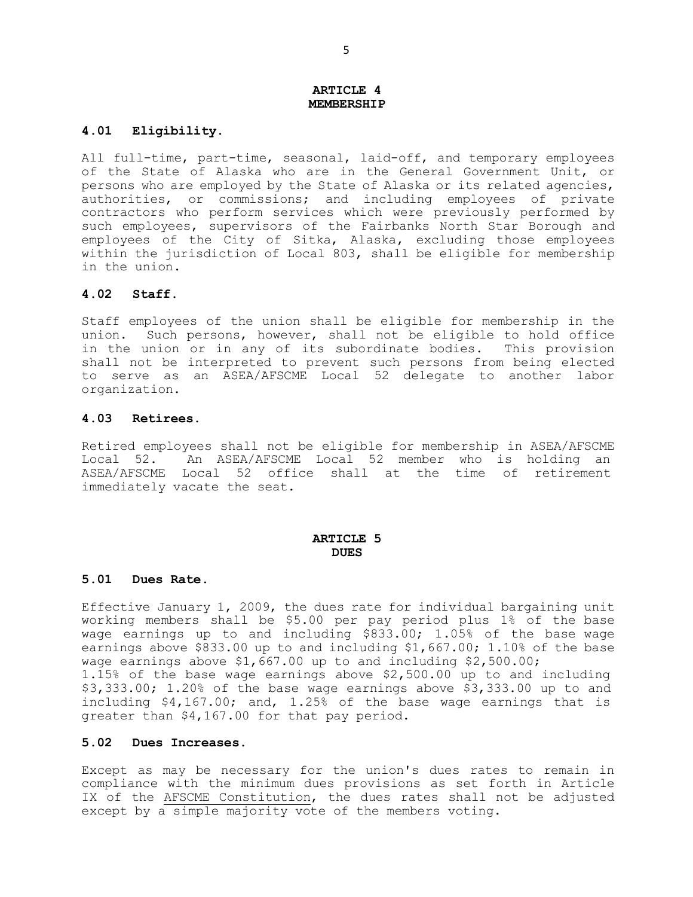## ARTICLE 4
## MEMBERSHIP

### 4.01 Eligibility.

All full-time, part-time, seasonal, laid-off, and temporary employees of the State of Alaska who are in the General Government Unit, or persons who are employed by the State of Alaska or its related agencies, authorities, or commissions; and including employees of private contractors who perform services which were previously performed by such employees, supervisors of the Fairbanks North Star Borough and employees of the City of Sitka, Alaska, excluding those employees within the jurisdiction of Local 803, shall be eligible for membership in the union.

### 4.02 Staff.

Staff employees of the union shall be eligible for membership in the union. Such persons, however, shall not be eligible to hold office in the union or in any of its subordinate bodies. This provision shall not be interpreted to prevent such persons from being elected to serve as an ASEA/AFSCME Local 52 delegate to another labor organization.

### 4.03 Retirees.

Retired employees shall not be eligible for membership in ASEA/AFSCME Local 52. An ASEA/AFSCME Local 52 member who is holding an ASEA/AFSCME Local 52 office shall at the time of retirement immediately vacate the seat.

## ARTICLE 5
## DUES

### 5.01 Dues Rate.

Effective January 1, 2009, the dues rate for individual bargaining unit working members shall be $5.00 per pay period plus 1% of the base wage earnings up to and including $833.00; 1.05% of the base wage earnings above $833.00 up to and including $1,667.00; 1.10% of the base wage earnings above $1,667.00 up to and including $2,500.00; 1.15% of the base wage earnings above $2,500.00 up to and including $3,333.00; 1.20% of the base wage earnings above $3,333.00 up to and including $4,167.00; and, 1.25% of the base wage earnings that is greater than $4,167.00 for that pay period.

### 5.02 Dues Increases.

Except as may be necessary for the union's dues rates to remain in compliance with the minimum dues provisions as set forth in Article IX of the AFSCME Constitution, the dues rates shall not be adjusted except by a simple majority vote of the members voting.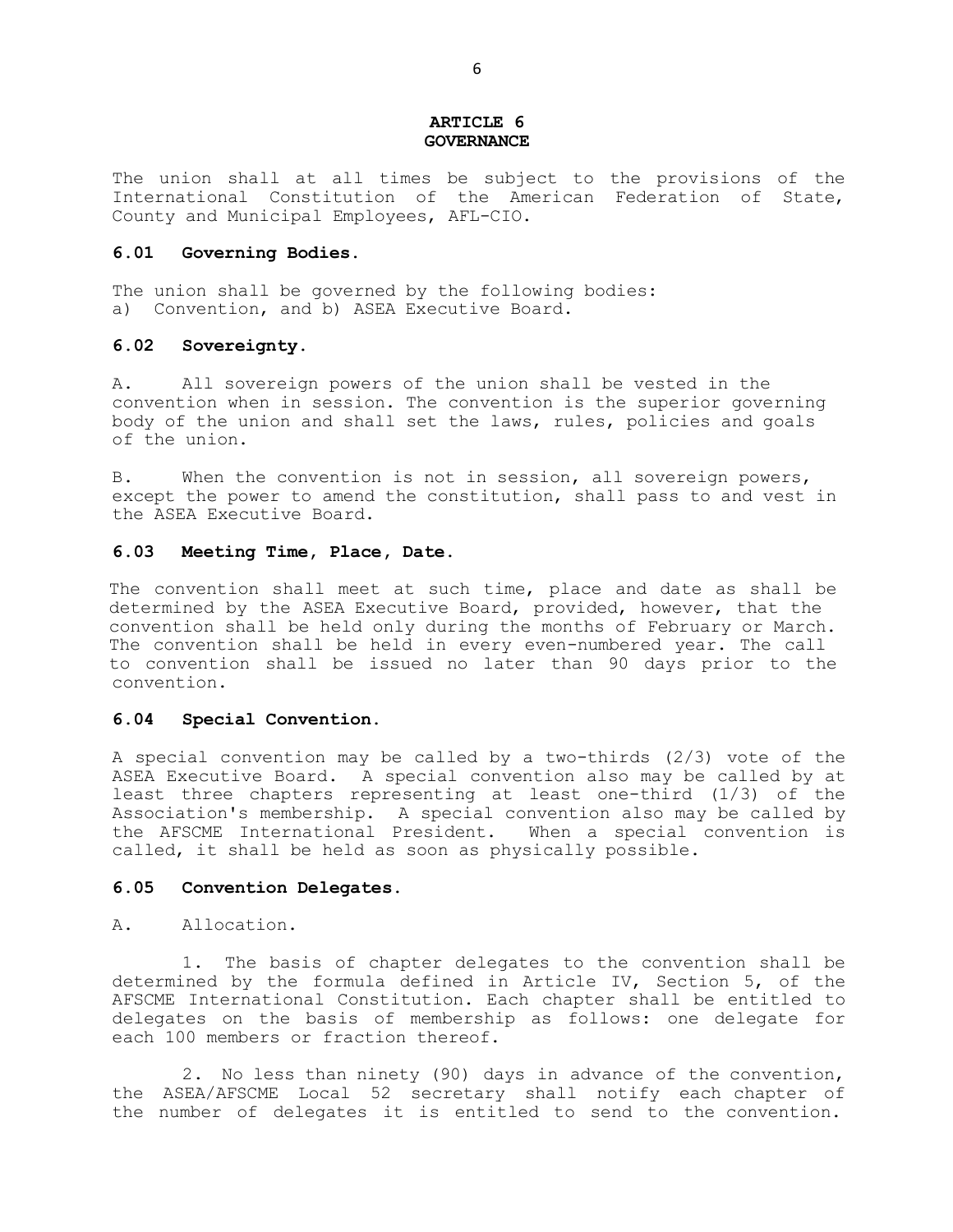## ARTICLE 6
## GOVERNANCE

The union shall at all times be subject to the provisions of the International Constitution of the American Federation of State, County and Municipal Employees, AFL-CIO.

### 6.01 Governing Bodies.

The union shall be governed by the following bodies:
a) Convention, and b) ASEA Executive Board.

### 6.02 Sovereignty.

A. All sovereign powers of the union shall be vested in the convention when in session. The convention is the superior governing body of the union and shall set the laws, rules, policies and goals of the union.

B. When the convention is not in session, all sovereign powers, except the power to amend the constitution, shall pass to and vest in the ASEA Executive Board.

### 6.03 Meeting Time, Place, Date.

The convention shall meet at such time, place and date as shall be determined by the ASEA Executive Board, provided, however, that the convention shall be held only during the months of February or March. The convention shall be held in every even-numbered year. The call to convention shall be issued no later than 90 days prior to the convention.

### 6.04 Special Convention.

A special convention may be called by a two-thirds (2/3) vote of the ASEA Executive Board. A special convention also may be called by at least three chapters representing at least one-third (1/3) of the Association's membership. A special convention also may be called by the AFSCME International President. When a special convention is called, it shall be held as soon as physically possible.

### 6.05 Convention Delegates.

A. Allocation.

1. The basis of chapter delegates to the convention shall be determined by the formula defined in Article IV, Section 5, of the AFSCME International Constitution. Each chapter shall be entitled to delegates on the basis of membership as follows: one delegate for each 100 members or fraction thereof.

2. No less than ninety (90) days in advance of the convention, the ASEA/AFSCME Local 52 secretary shall notify each chapter of the number of delegates it is entitled to send to the convention.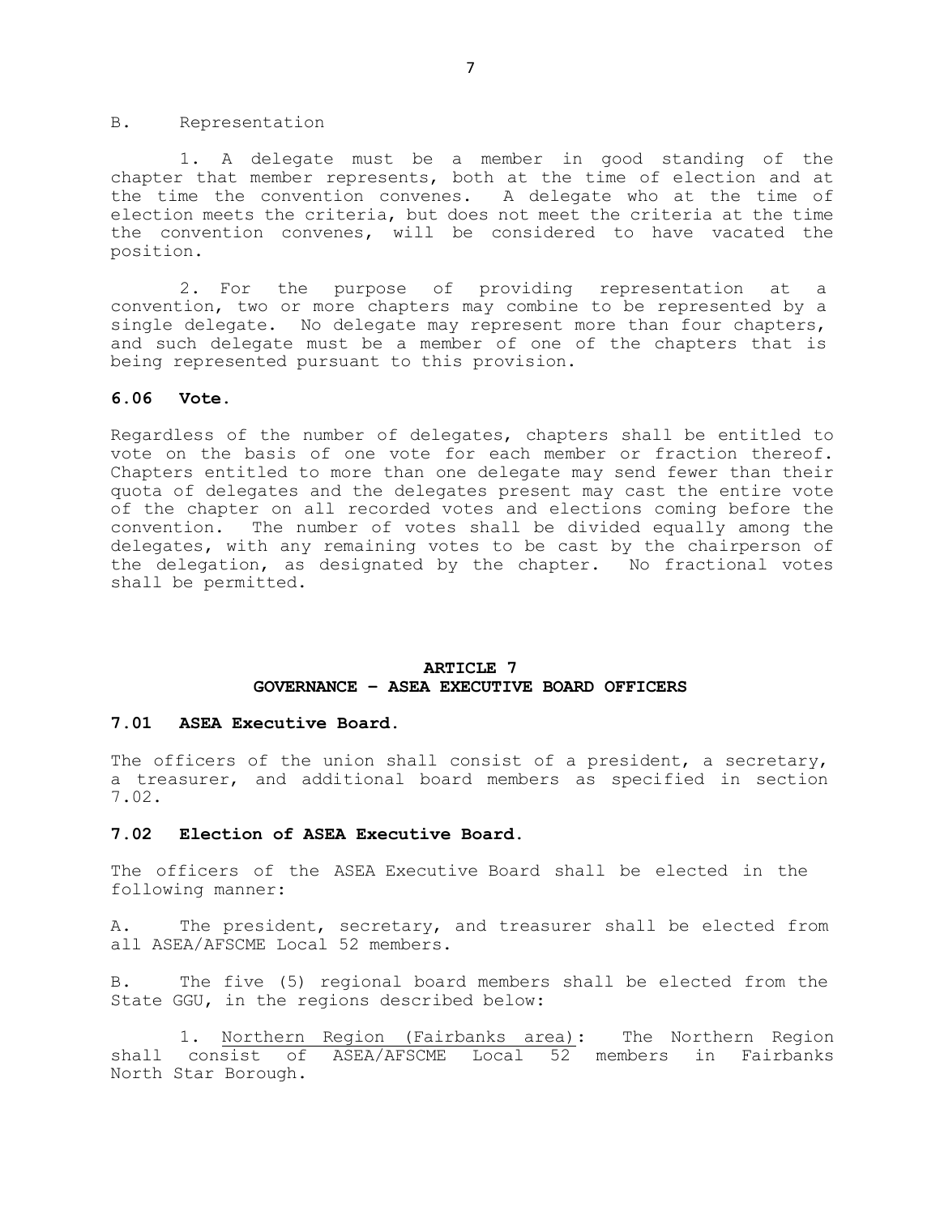B. Representation

1. A delegate must be a member in good standing of the chapter that member represents, both at the time of election and at the time the convention convenes. A delegate who at the time of election meets the criteria, but does not meet the criteria at the time the convention convenes, will be considered to have vacated the position.

2. For the purpose of providing representation at a convention, two or more chapters may combine to be represented by a single delegate. No delegate may represent more than four chapters, and such delegate must be a member of one of the chapters that is being represented pursuant to this provision.

### 6.06 Vote.

Regardless of the number of delegates, chapters shall be entitled to vote on the basis of one vote for each member or fraction thereof. Chapters entitled to more than one delegate may send fewer than their quota of delegates and the delegates present may cast the entire vote of the chapter on all recorded votes and elections coming before the convention. The number of votes shall be divided equally among the delegates, with any remaining votes to be cast by the chairperson of the delegation, as designated by the chapter. No fractional votes shall be permitted.

## ARTICLE 7
## GOVERNANCE – ASEA EXECUTIVE BOARD OFFICERS

### 7.01 ASEA Executive Board.

The officers of the union shall consist of a president, a secretary, a treasurer, and additional board members as specified in section 7.02.

### 7.02 Election of ASEA Executive Board.

The officers of the ASEA Executive Board shall be elected in the following manner:

A. The president, secretary, and treasurer shall be elected from all ASEA/AFSCME Local 52 members.

B. The five (5) regional board members shall be elected from the State GGU, in the regions described below:

1. <u>Northern Region (Fairbanks area)</u>: The Northern Region shall consist of ASEA/AFSCME Local 52 members in Fairbanks North Star Borough.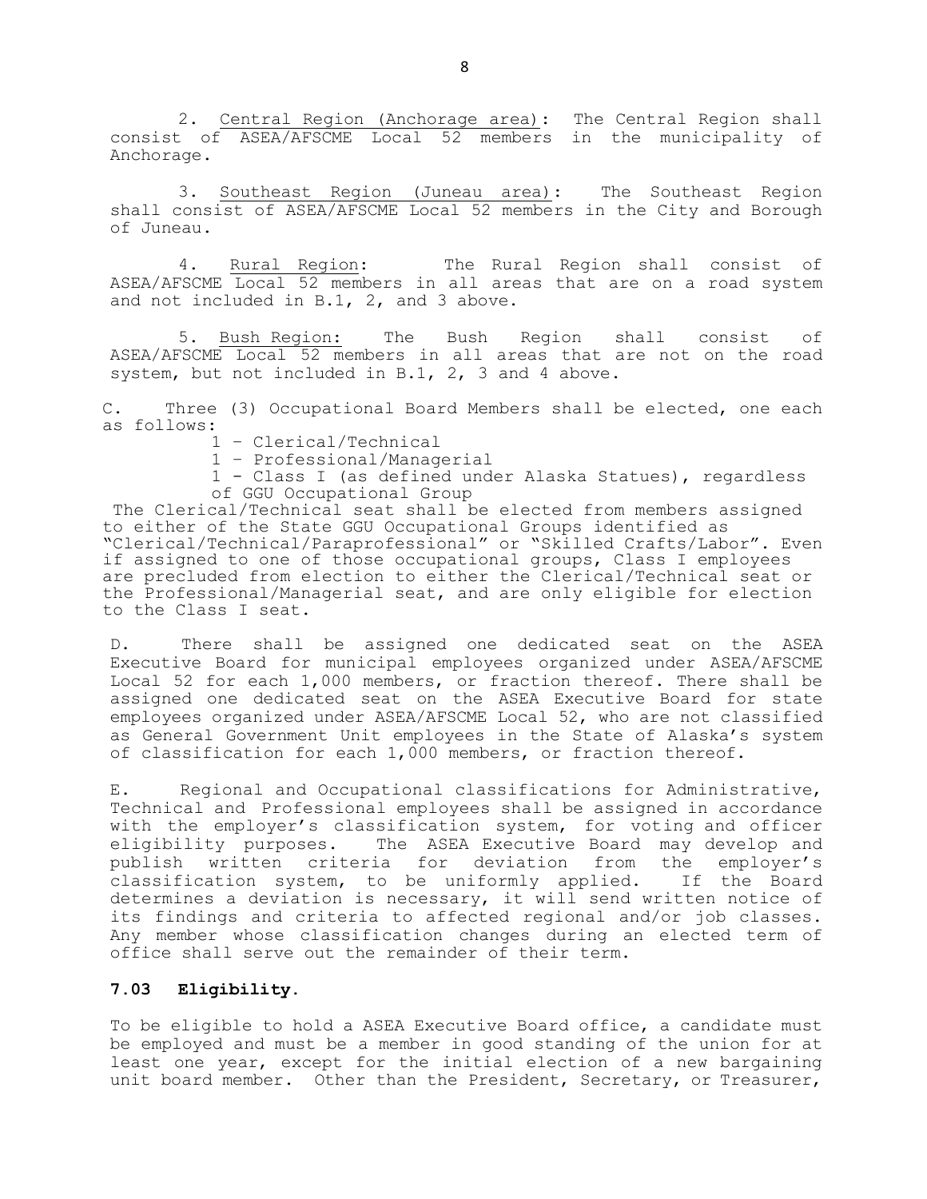2. <u>Central Region (Anchorage area)</u>: The Central Region shall consist of ASEA/AFSCME Local 52 members in the municipality of Anchorage.

3. <u>Southeast Region (Juneau area)</u>: The Southeast Region shall consist of ASEA/AFSCME Local 52 members in the City and Borough of Juneau.

4. <u>Rural Region</u>: The Rural Region shall consist of ASEA/AFSCME Local 52 members in all areas that are on a road system and not included in B.1, 2, and 3 above.

5. <u>Bush Region:</u> The Bush Region shall consist of ASEA/AFSCME Local 52 members in all areas that are not on the road system, but not included in B.1, 2, 3 and 4 above.

C. Three (3) Occupational Board Members shall be elected, one each as follows:

1 – Clerical/Technical
1 – Professional/Managerial
1 - Class I (as defined under Alaska Statues), regardless of GGU Occupational Group

The Clerical/Technical seat shall be elected from members assigned to either of the State GGU Occupational Groups identified as "Clerical/Technical/Paraprofessional" or "Skilled Crafts/Labor". Even if assigned to one of those occupational groups, Class I employees are precluded from election to either the Clerical/Technical seat or the Professional/Managerial seat, and are only eligible for election to the Class I seat.

D. There shall be assigned one dedicated seat on the ASEA Executive Board for municipal employees organized under ASEA/AFSCME Local 52 for each 1,000 members, or fraction thereof. There shall be assigned one dedicated seat on the ASEA Executive Board for state employees organized under ASEA/AFSCME Local 52, who are not classified as General Government Unit employees in the State of Alaska's system of classification for each 1,000 members, or fraction thereof.

E. Regional and Occupational classifications for Administrative, Technical and Professional employees shall be assigned in accordance with the employer's classification system, for voting and officer eligibility purposes. The ASEA Executive Board may develop and publish written criteria for deviation from the employer's classification system, to be uniformly applied. If the Board determines a deviation is necessary, it will send written notice of its findings and criteria to affected regional and/or job classes. Any member whose classification changes during an elected term of office shall serve out the remainder of their term.

### 7.03 Eligibility.

To be eligible to hold a ASEA Executive Board office, a candidate must be employed and must be a member in good standing of the union for at least one year, except for the initial election of a new bargaining unit board member. Other than the President, Secretary, or Treasurer,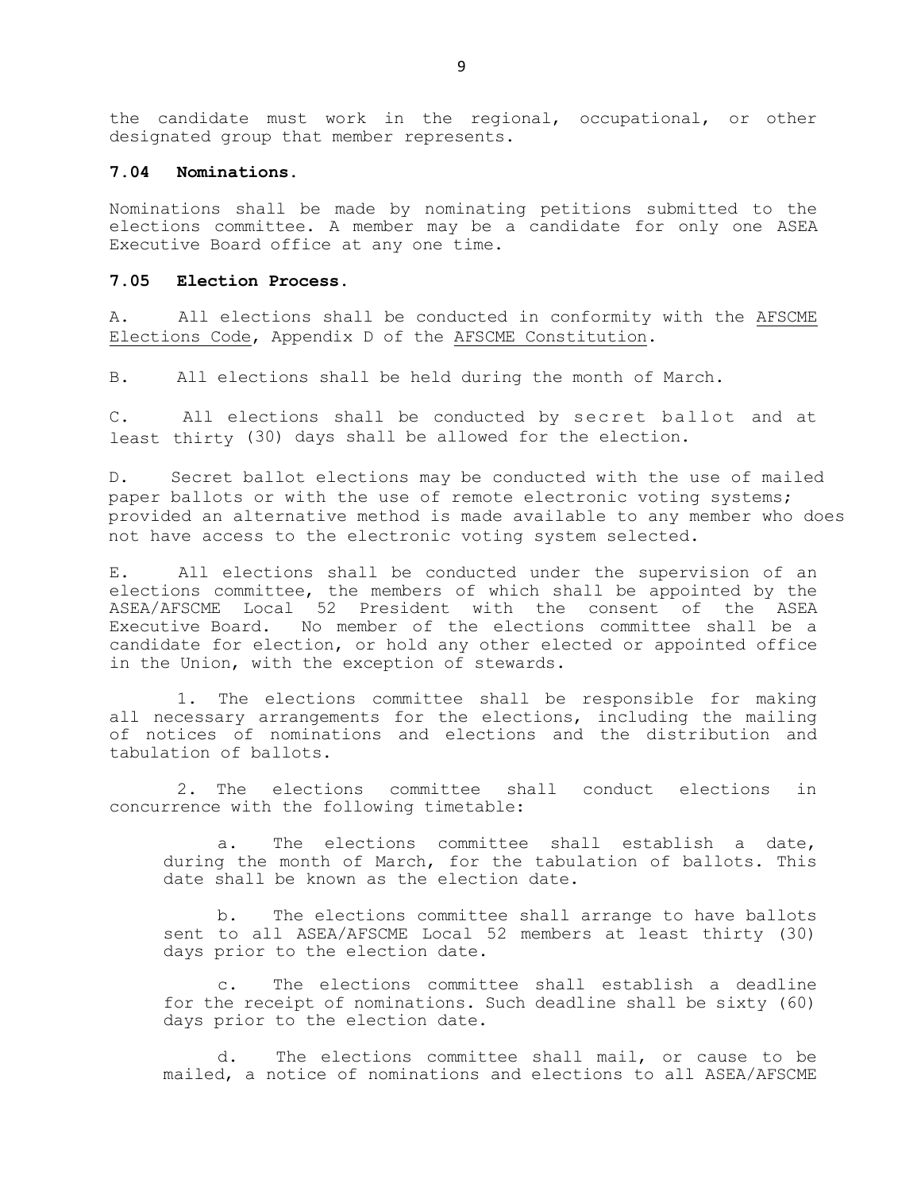the candidate must work in the regional, occupational, or other designated group that member represents.

### 7.04 Nominations.

Nominations shall be made by nominating petitions submitted to the elections committee. A member may be a candidate for only one ASEA Executive Board office at any one time.

### 7.05 Election Process.

A. All elections shall be conducted in conformity with the AFSCME Elections Code, Appendix D of the AFSCME Constitution.

B. All elections shall be held during the month of March.

C. All elections shall be conducted by secret ballot and at least thirty (30) days shall be allowed for the election.

D. Secret ballot elections may be conducted with the use of mailed paper ballots or with the use of remote electronic voting systems; provided an alternative method is made available to any member who does not have access to the electronic voting system selected.

E. All elections shall be conducted under the supervision of an elections committee, the members of which shall be appointed by the ASEA/AFSCME Local 52 President with the consent of the ASEA Executive Board. No member of the elections committee shall be a candidate for election, or hold any other elected or appointed office in the Union, with the exception of stewards.

1. The elections committee shall be responsible for making all necessary arrangements for the elections, including the mailing of notices of nominations and elections and the distribution and tabulation of ballots.

2. The elections committee shall conduct elections in concurrence with the following timetable:

   a. The elections committee shall establish a date, during the month of March, for the tabulation of ballots. This date shall be known as the election date.

   b. The elections committee shall arrange to have ballots sent to all ASEA/AFSCME Local 52 members at least thirty (30) days prior to the election date.

   c. The elections committee shall establish a deadline for the receipt of nominations. Such deadline shall be sixty (60) days prior to the election date.

   d. The elections committee shall mail, or cause to be mailed, a notice of nominations and elections to all ASEA/AFSCME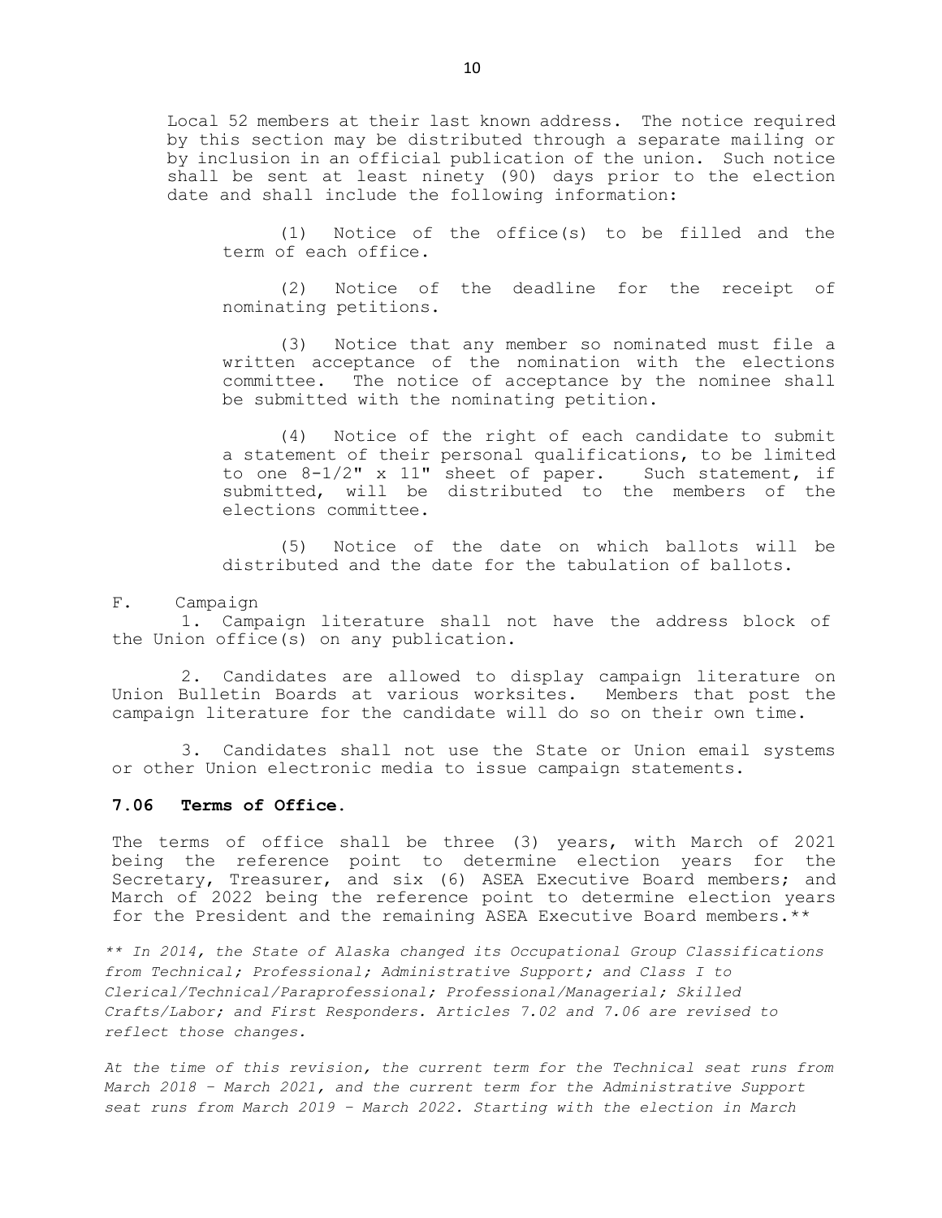Local 52 members at their last known address. The notice required by this section may be distributed through a separate mailing or by inclusion in an official publication of the union. Such notice shall be sent at least ninety (90) days prior to the election date and shall include the following information:

(1) Notice of the office(s) to be filled and the term of each office.

(2) Notice of the deadline for the receipt of nominating petitions.

(3) Notice that any member so nominated must file a written acceptance of the nomination with the elections committee. The notice of acceptance by the nominee shall be submitted with the nominating petition.

(4) Notice of the right of each candidate to submit a statement of their personal qualifications, to be limited to one 8-1/2" x 11" sheet of paper. Such statement, if submitted, will be distributed to the members of the elections committee.

(5) Notice of the date on which ballots will be distributed and the date for the tabulation of ballots.

F. Campaign

1. Campaign literature shall not have the address block of the Union office(s) on any publication.

2. Candidates are allowed to display campaign literature on Union Bulletin Boards at various worksites. Members that post the campaign literature for the candidate will do so on their own time.

3. Candidates shall not use the State or Union email systems or other Union electronic media to issue campaign statements.

### 7.06 Terms of Office.

The terms of office shall be three (3) years, with March of 2021 being the reference point to determine election years for the Secretary, Treasurer, and six (6) ASEA Executive Board members; and March of 2022 being the reference point to determine election years for the President and the remaining ASEA Executive Board members.**

*** In 2014, the State of Alaska changed its Occupational Group Classifications from Technical; Professional; Administrative Support; and Class I to Clerical/Technical/Paraprofessional; Professional/Managerial; Skilled Crafts/Labor; and First Responders. Articles 7.02 and 7.06 are revised to reflect those changes.*

*At the time of this revision, the current term for the Technical seat runs from March 2018 – March 2021, and the current term for the Administrative Support seat runs from March 2019 – March 2022. Starting with the election in March*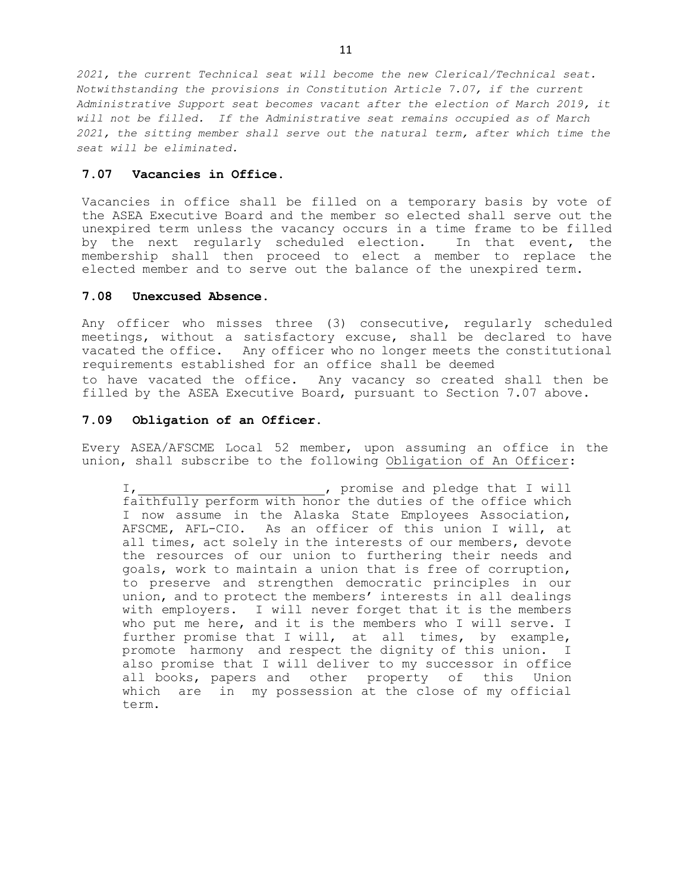*2021, the current Technical seat will become the new Clerical/Technical seat. Notwithstanding the provisions in Constitution Article 7.07, if the current Administrative Support seat becomes vacant after the election of March 2019, it will not be filled. If the Administrative seat remains occupied as of March 2021, the sitting member shall serve out the natural term, after which time the seat will be eliminated.*

### 7.07 Vacancies in Office.

Vacancies in office shall be filled on a temporary basis by vote of the ASEA Executive Board and the member so elected shall serve out the unexpired term unless the vacancy occurs in a time frame to be filled by the next regularly scheduled election. In that event, the membership shall then proceed to elect a member to replace the elected member and to serve out the balance of the unexpired term.

### 7.08 Unexcused Absence.

Any officer who misses three (3) consecutive, regularly scheduled meetings, without a satisfactory excuse, shall be declared to have vacated the office. Any officer who no longer meets the constitutional requirements established for an office shall be deemed to have vacated the office. Any vacancy so created shall then be filled by the ASEA Executive Board, pursuant to Section 7.07 above.

### 7.09 Obligation of an Officer.

Every ASEA/AFSCME Local 52 member, upon assuming an office in the union, shall subscribe to the following Obligation of An Officer:

> I, ________________________, promise and pledge that I will faithfully perform with honor the duties of the office which I now assume in the Alaska State Employees Association, AFSCME, AFL-CIO. As an officer of this union I will, at all times, act solely in the interests of our members, devote the resources of our union to furthering their needs and goals, work to maintain a union that is free of corruption, to preserve and strengthen democratic principles in our union, and to protect the members' interests in all dealings with employers. I will never forget that it is the members who put me here, and it is the members who I will serve. I further promise that I will, at all times, by example, promote harmony and respect the dignity of this union. I also promise that I will deliver to my successor in office all books, papers and other property of this Union which are in my possession at the close of my official term.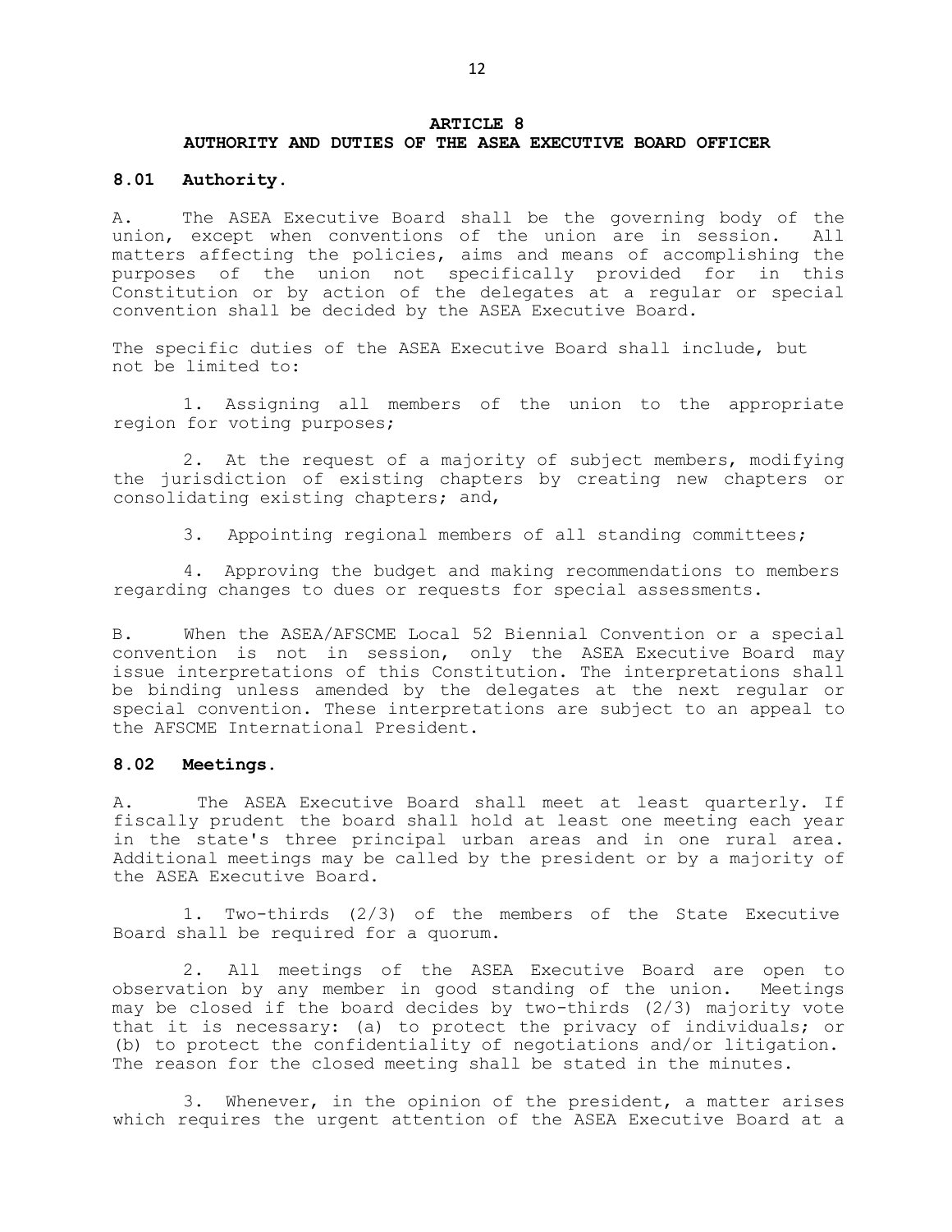## ARTICLE 8
## AUTHORITY AND DUTIES OF THE ASEA EXECUTIVE BOARD OFFICER

### 8.01 Authority.

A. The ASEA Executive Board shall be the governing body of the union, except when conventions of the union are in session. All matters affecting the policies, aims and means of accomplishing the purposes of the union not specifically provided for in this Constitution or by action of the delegates at a regular or special convention shall be decided by the ASEA Executive Board.

The specific duties of the ASEA Executive Board shall include, but not be limited to:

1. Assigning all members of the union to the appropriate region for voting purposes;

2. At the request of a majority of subject members, modifying the jurisdiction of existing chapters by creating new chapters or consolidating existing chapters; and,

3. Appointing regional members of all standing committees;

4. Approving the budget and making recommendations to members regarding changes to dues or requests for special assessments.

B. When the ASEA/AFSCME Local 52 Biennial Convention or a special convention is not in session, only the ASEA Executive Board may issue interpretations of this Constitution. The interpretations shall be binding unless amended by the delegates at the next regular or special convention. These interpretations are subject to an appeal to the AFSCME International President.

### 8.02 Meetings.

A. The ASEA Executive Board shall meet at least quarterly. If fiscally prudent the board shall hold at least one meeting each year in the state's three principal urban areas and in one rural area. Additional meetings may be called by the president or by a majority of the ASEA Executive Board.

1. Two-thirds (2/3) of the members of the State Executive Board shall be required for a quorum.

2. All meetings of the ASEA Executive Board are open to observation by any member in good standing of the union. Meetings may be closed if the board decides by two-thirds (2/3) majority vote that it is necessary: (a) to protect the privacy of individuals; or (b) to protect the confidentiality of negotiations and/or litigation. The reason for the closed meeting shall be stated in the minutes.

3. Whenever, in the opinion of the president, a matter arises which requires the urgent attention of the ASEA Executive Board at a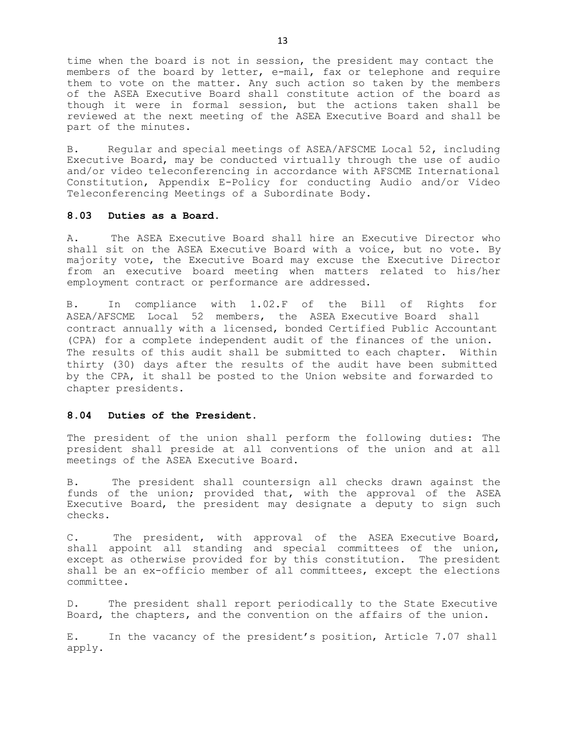time when the board is not in session, the president may contact the members of the board by letter, e-mail, fax or telephone and require them to vote on the matter. Any such action so taken by the members of the ASEA Executive Board shall constitute action of the board as though it were in formal session, but the actions taken shall be reviewed at the next meeting of the ASEA Executive Board and shall be part of the minutes.

B. Regular and special meetings of ASEA/AFSCME Local 52, including Executive Board, may be conducted virtually through the use of audio and/or video teleconferencing in accordance with AFSCME International Constitution, Appendix E-Policy for conducting Audio and/or Video Teleconferencing Meetings of a Subordinate Body.

**8.03 Duties as a Board.**

A. The ASEA Executive Board shall hire an Executive Director who shall sit on the ASEA Executive Board with a voice, but no vote. By majority vote, the Executive Board may excuse the Executive Director from an executive board meeting when matters related to his/her employment contract or performance are addressed.

B. In compliance with 1.02.F of the Bill of Rights for ASEA/AFSCME Local 52 members, the ASEA Executive Board shall contract annually with a licensed, bonded Certified Public Accountant (CPA) for a complete independent audit of the finances of the union. The results of this audit shall be submitted to each chapter. Within thirty (30) days after the results of the audit have been submitted by the CPA, it shall be posted to the Union website and forwarded to chapter presidents.

**8.04 Duties of the President.**

The president of the union shall perform the following duties: The president shall preside at all conventions of the union and at all meetings of the ASEA Executive Board.

B. The president shall countersign all checks drawn against the funds of the union; provided that, with the approval of the ASEA Executive Board, the president may designate a deputy to sign such checks.

C. The president, with approval of the ASEA Executive Board, shall appoint all standing and special committees of the union, except as otherwise provided for by this constitution. The president shall be an ex-officio member of all committees, except the elections committee.

D. The president shall report periodically to the State Executive Board, the chapters, and the convention on the affairs of the union.

E. In the vacancy of the president's position, Article 7.07 shall apply.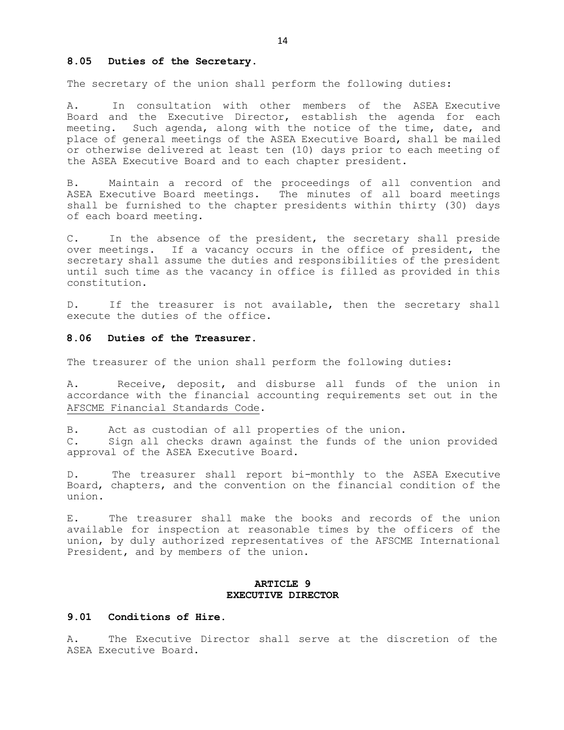### 8.05 Duties of the Secretary.

The secretary of the union shall perform the following duties:

A. In consultation with other members of the ASEA Executive Board and the Executive Director, establish the agenda for each meeting. Such agenda, along with the notice of the time, date, and place of general meetings of the ASEA Executive Board, shall be mailed or otherwise delivered at least ten (10) days prior to each meeting of the ASEA Executive Board and to each chapter president.

B. Maintain a record of the proceedings of all convention and ASEA Executive Board meetings. The minutes of all board meetings shall be furnished to the chapter presidents within thirty (30) days of each board meeting.

C. In the absence of the president, the secretary shall preside over meetings. If a vacancy occurs in the office of president, the secretary shall assume the duties and responsibilities of the president until such time as the vacancy in office is filled as provided in this constitution.

D. If the treasurer is not available, then the secretary shall execute the duties of the office.

### 8.06 Duties of the Treasurer.

The treasurer of the union shall perform the following duties:

A. Receive, deposit, and disburse all funds of the union in accordance with the financial accounting requirements set out in the AFSCME Financial Standards Code.

B. Act as custodian of all properties of the union.

C. Sign all checks drawn against the funds of the union provided approval of the ASEA Executive Board.

D. The treasurer shall report bi-monthly to the ASEA Executive Board, chapters, and the convention on the financial condition of the union.

E. The treasurer shall make the books and records of the union available for inspection at reasonable times by the officers of the union, by duly authorized representatives of the AFSCME International President, and by members of the union.

## ARTICLE 9
## EXECUTIVE DIRECTOR

### 9.01 Conditions of Hire.

A. The Executive Director shall serve at the discretion of the ASEA Executive Board.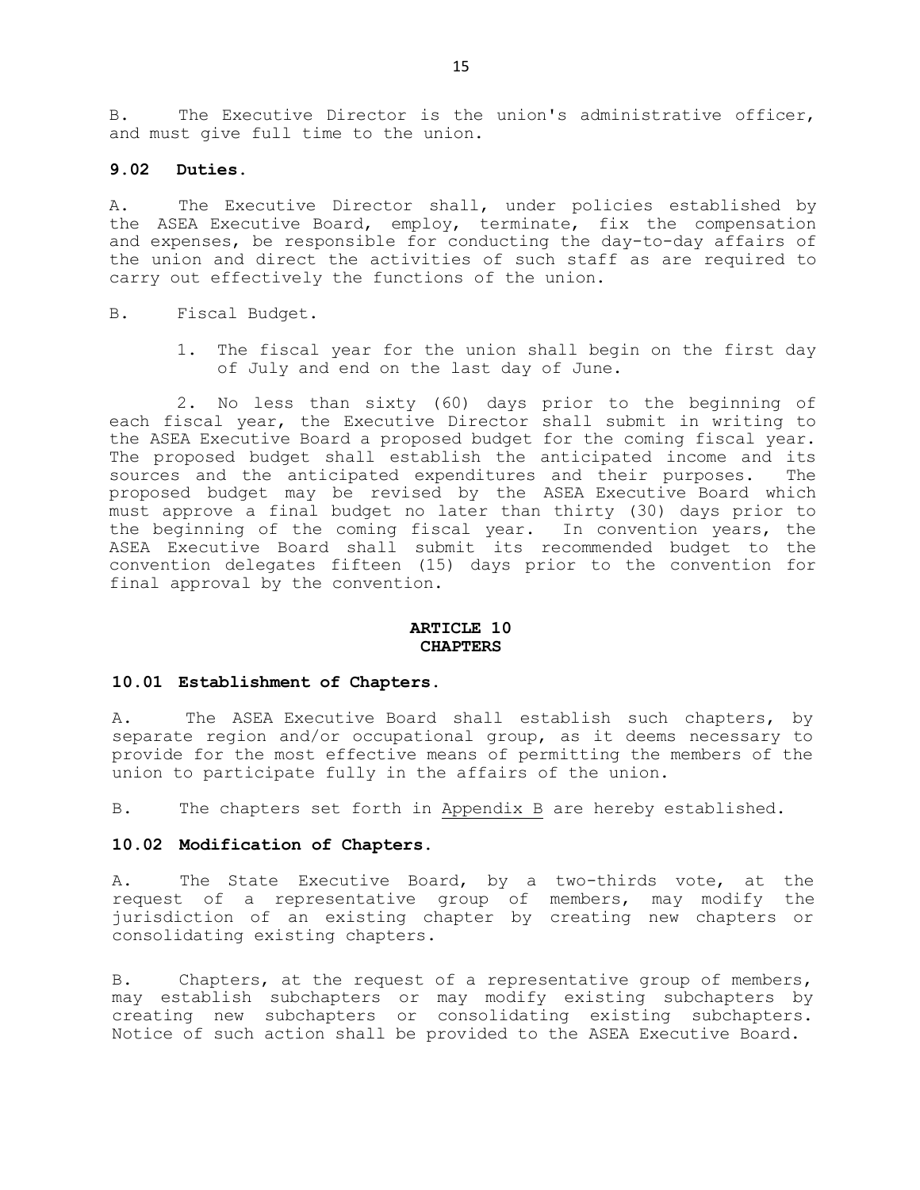B. The Executive Director is the union's administrative officer, and must give full time to the union.

### 9.02 Duties.

A. The Executive Director shall, under policies established by the ASEA Executive Board, employ, terminate, fix the compensation and expenses, be responsible for conducting the day-to-day affairs of the union and direct the activities of such staff as are required to carry out effectively the functions of the union.

B. Fiscal Budget.

1. The fiscal year for the union shall begin on the first day of July and end on the last day of June.

2. No less than sixty (60) days prior to the beginning of each fiscal year, the Executive Director shall submit in writing to the ASEA Executive Board a proposed budget for the coming fiscal year. The proposed budget shall establish the anticipated income and its sources and the anticipated expenditures and their purposes. The proposed budget may be revised by the ASEA Executive Board which must approve a final budget no later than thirty (30) days prior to the beginning of the coming fiscal year. In convention years, the ASEA Executive Board shall submit its recommended budget to the convention delegates fifteen (15) days prior to the convention for final approval by the convention.

## ARTICLE 10
## CHAPTERS

### 10.01 Establishment of Chapters.

A. The ASEA Executive Board shall establish such chapters, by separate region and/or occupational group, as it deems necessary to provide for the most effective means of permitting the members of the union to participate fully in the affairs of the union.

B. The chapters set forth in Appendix B are hereby established.

### 10.02 Modification of Chapters.

A. The State Executive Board, by a two-thirds vote, at the request of a representative group of members, may modify the jurisdiction of an existing chapter by creating new chapters or consolidating existing chapters.

B. Chapters, at the request of a representative group of members, may establish subchapters or may modify existing subchapters by creating new subchapters or consolidating existing subchapters. Notice of such action shall be provided to the ASEA Executive Board.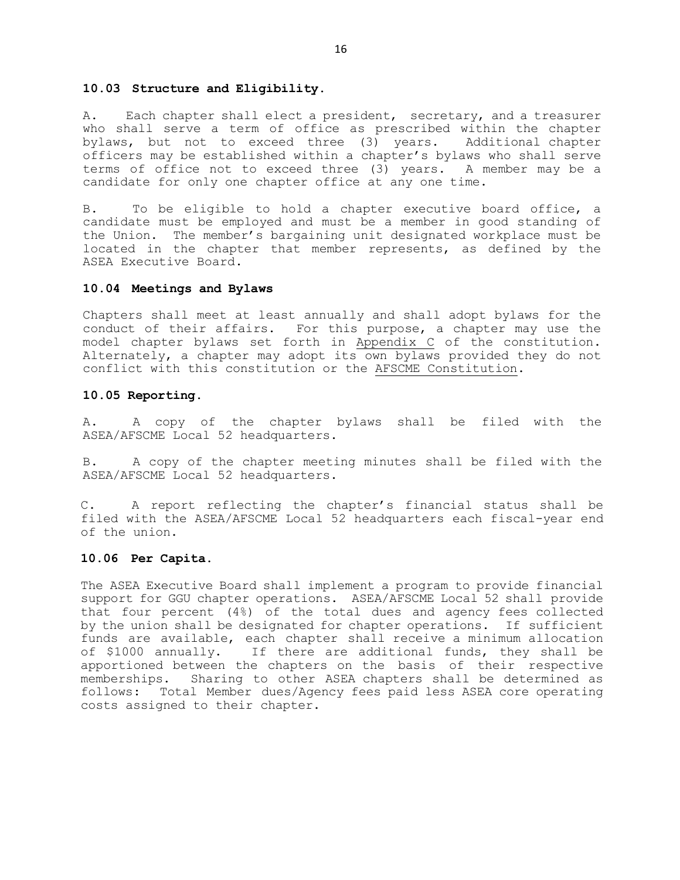### 10.03 Structure and Eligibility.

A. Each chapter shall elect a president, secretary, and a treasurer who shall serve a term of office as prescribed within the chapter bylaws, but not to exceed three (3) years. Additional chapter officers may be established within a chapter's bylaws who shall serve terms of office not to exceed three (3) years. A member may be a candidate for only one chapter office at any one time.

B. To be eligible to hold a chapter executive board office, a candidate must be employed and must be a member in good standing of the Union. The member's bargaining unit designated workplace must be located in the chapter that member represents, as defined by the ASEA Executive Board.

### 10.04 Meetings and Bylaws

Chapters shall meet at least annually and shall adopt bylaws for the conduct of their affairs. For this purpose, a chapter may use the model chapter bylaws set forth in Appendix C of the constitution. Alternately, a chapter may adopt its own bylaws provided they do not conflict with this constitution or the AFSCME Constitution.

### 10.05 Reporting.

A. A copy of the chapter bylaws shall be filed with the ASEA/AFSCME Local 52 headquarters.

B. A copy of the chapter meeting minutes shall be filed with the ASEA/AFSCME Local 52 headquarters.

C. A report reflecting the chapter's financial status shall be filed with the ASEA/AFSCME Local 52 headquarters each fiscal-year end of the union.

### 10.06 Per Capita.

The ASEA Executive Board shall implement a program to provide financial support for GGU chapter operations. ASEA/AFSCME Local 52 shall provide that four percent (4%) of the total dues and agency fees collected by the union shall be designated for chapter operations. If sufficient funds are available, each chapter shall receive a minimum allocation of $1000 annually. If there are additional funds, they shall be apportioned between the chapters on the basis of their respective memberships. Sharing to other ASEA chapters shall be determined as follows: Total Member dues/Agency fees paid less ASEA core operating costs assigned to their chapter.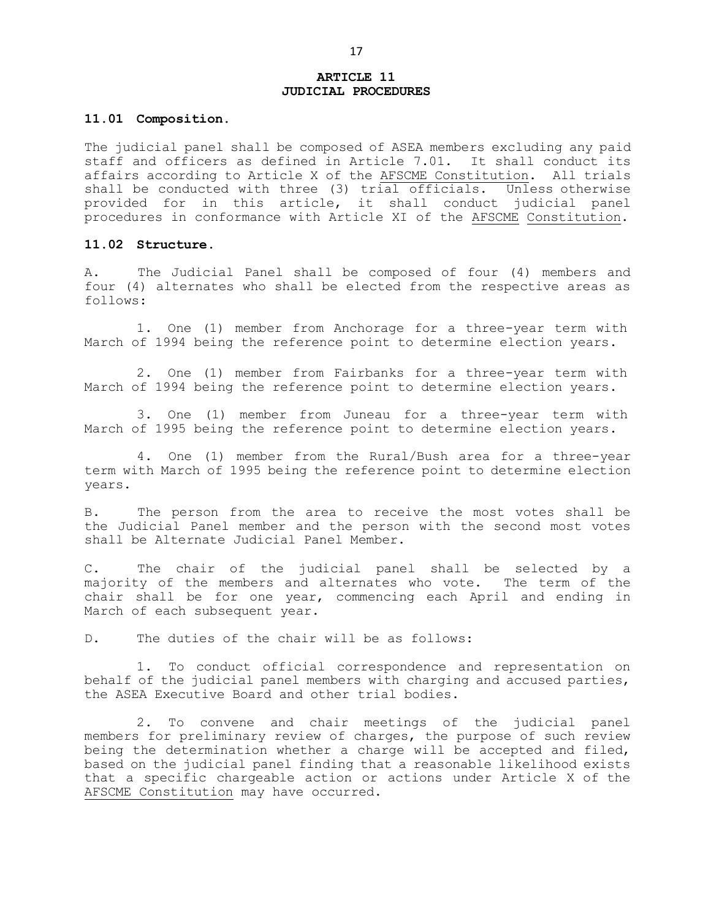# ARTICLE 11
# JUDICIAL PROCEDURES

### 11.01 Composition.

The judicial panel shall be composed of ASEA members excluding any paid staff and officers as defined in Article 7.01. It shall conduct its affairs according to Article X of the AFSCME Constitution. All trials shall be conducted with three (3) trial officials. Unless otherwise provided for in this article, it shall conduct judicial panel procedures in conformance with Article XI of the AFSCME Constitution.

### 11.02 Structure.

A. The Judicial Panel shall be composed of four (4) members and four (4) alternates who shall be elected from the respective areas as follows:

1. One (1) member from Anchorage for a three-year term with March of 1994 being the reference point to determine election years.

2. One (1) member from Fairbanks for a three-year term with March of 1994 being the reference point to determine election years.

3. One (1) member from Juneau for a three-year term with March of 1995 being the reference point to determine election years.

4. One (1) member from the Rural/Bush area for a three-year term with March of 1995 being the reference point to determine election years.

B. The person from the area to receive the most votes shall be the Judicial Panel member and the person with the second most votes shall be Alternate Judicial Panel Member.

C. The chair of the judicial panel shall be selected by a majority of the members and alternates who vote. The term of the chair shall be for one year, commencing each April and ending in March of each subsequent year.

D. The duties of the chair will be as follows:

1. To conduct official correspondence and representation on behalf of the judicial panel members with charging and accused parties, the ASEA Executive Board and other trial bodies.

2. To convene and chair meetings of the judicial panel members for preliminary review of charges, the purpose of such review being the determination whether a charge will be accepted and filed, based on the judicial panel finding that a reasonable likelihood exists that a specific chargeable action or actions under Article X of the AFSCME Constitution may have occurred.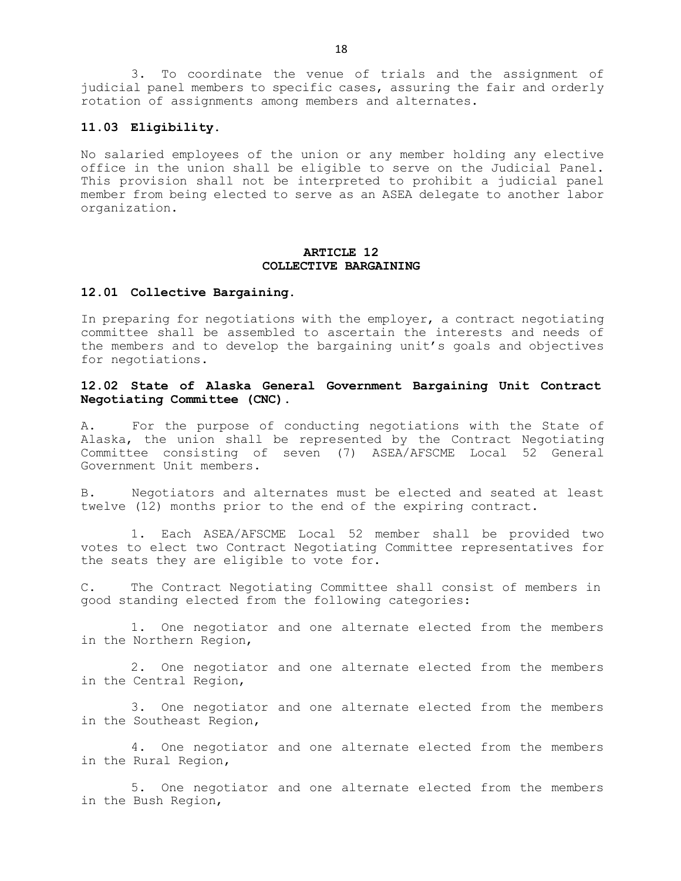3. To coordinate the venue of trials and the assignment of judicial panel members to specific cases, assuring the fair and orderly rotation of assignments among members and alternates.

**11.03 Eligibility.**

No salaried employees of the union or any member holding any elective office in the union shall be eligible to serve on the Judicial Panel. This provision shall not be interpreted to prohibit a judicial panel member from being elected to serve as an ASEA delegate to another labor organization.

## ARTICLE 12
## COLLECTIVE BARGAINING

**12.01 Collective Bargaining.**

In preparing for negotiations with the employer, a contract negotiating committee shall be assembled to ascertain the interests and needs of the members and to develop the bargaining unit's goals and objectives for negotiations.

**12.02 State of Alaska General Government Bargaining Unit Contract Negotiating Committee (CNC).**

A. For the purpose of conducting negotiations with the State of Alaska, the union shall be represented by the Contract Negotiating Committee consisting of seven (7) ASEA/AFSCME Local 52 General Government Unit members.

B. Negotiators and alternates must be elected and seated at least twelve (12) months prior to the end of the expiring contract.

1. Each ASEA/AFSCME Local 52 member shall be provided two votes to elect two Contract Negotiating Committee representatives for the seats they are eligible to vote for.

C. The Contract Negotiating Committee shall consist of members in good standing elected from the following categories:

1. One negotiator and one alternate elected from the members in the Northern Region,

2. One negotiator and one alternate elected from the members in the Central Region,

3. One negotiator and one alternate elected from the members in the Southeast Region,

4. One negotiator and one alternate elected from the members in the Rural Region,

5. One negotiator and one alternate elected from the members in the Bush Region,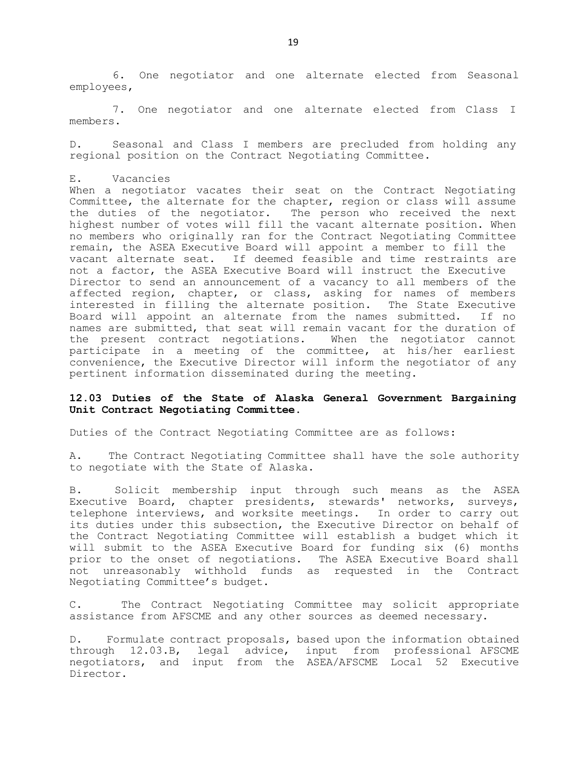6. One negotiator and one alternate elected from Seasonal employees,

7. One negotiator and one alternate elected from Class I members.

D. Seasonal and Class I members are precluded from holding any regional position on the Contract Negotiating Committee.

E. Vacancies

When a negotiator vacates their seat on the Contract Negotiating Committee, the alternate for the chapter, region or class will assume the duties of the negotiator. The person who received the next highest number of votes will fill the vacant alternate position. When no members who originally ran for the Contract Negotiating Committee remain, the ASEA Executive Board will appoint a member to fill the vacant alternate seat. If deemed feasible and time restraints are not a factor, the ASEA Executive Board will instruct the Executive Director to send an announcement of a vacancy to all members of the affected region, chapter, or class, asking for names of members interested in filling the alternate position. The State Executive Board will appoint an alternate from the names submitted. If no names are submitted, that seat will remain vacant for the duration of the present contract negotiations. When the negotiator cannot participate in a meeting of the committee, at his/her earliest convenience, the Executive Director will inform the negotiator of any pertinent information disseminated during the meeting.

**12.03 Duties of the State of Alaska General Government Bargaining Unit Contract Negotiating Committee.**

Duties of the Contract Negotiating Committee are as follows:

A. The Contract Negotiating Committee shall have the sole authority to negotiate with the State of Alaska.

B. Solicit membership input through such means as the ASEA Executive Board, chapter presidents, stewards' networks, surveys, telephone interviews, and worksite meetings. In order to carry out its duties under this subsection, the Executive Director on behalf of the Contract Negotiating Committee will establish a budget which it will submit to the ASEA Executive Board for funding six (6) months prior to the onset of negotiations. The ASEA Executive Board shall not unreasonably withhold funds as requested in the Contract Negotiating Committee's budget.

C. The Contract Negotiating Committee may solicit appropriate assistance from AFSCME and any other sources as deemed necessary.

D. Formulate contract proposals, based upon the information obtained through 12.03.B, legal advice, input from professional AFSCME negotiators, and input from the ASEA/AFSCME Local 52 Executive Director.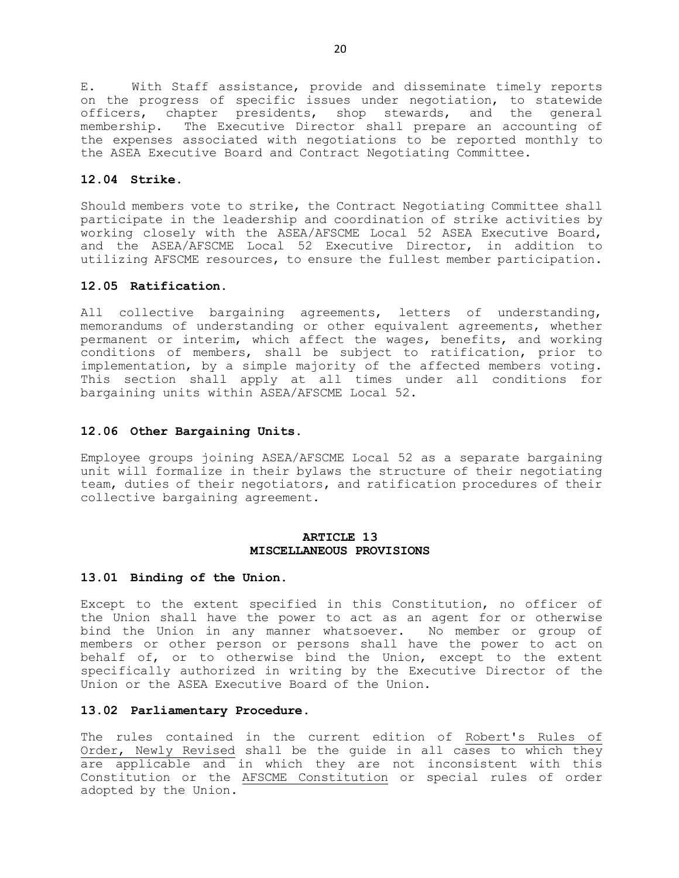E. With Staff assistance, provide and disseminate timely reports on the progress of specific issues under negotiation, to statewide officers, chapter presidents, shop stewards, and the general membership. The Executive Director shall prepare an accounting of the expenses associated with negotiations to be reported monthly to the ASEA Executive Board and Contract Negotiating Committee.

### 12.04 Strike.

Should members vote to strike, the Contract Negotiating Committee shall participate in the leadership and coordination of strike activities by working closely with the ASEA/AFSCME Local 52 ASEA Executive Board, and the ASEA/AFSCME Local 52 Executive Director, in addition to utilizing AFSCME resources, to ensure the fullest member participation.

### 12.05 Ratification.

All collective bargaining agreements, letters of understanding, memorandums of understanding or other equivalent agreements, whether permanent or interim, which affect the wages, benefits, and working conditions of members, shall be subject to ratification, prior to implementation, by a simple majority of the affected members voting. This section shall apply at all times under all conditions for bargaining units within ASEA/AFSCME Local 52.

### 12.06 Other Bargaining Units.

Employee groups joining ASEA/AFSCME Local 52 as a separate bargaining unit will formalize in their bylaws the structure of their negotiating team, duties of their negotiators, and ratification procedures of their collective bargaining agreement.

## ARTICLE 13
## MISCELLANEOUS PROVISIONS

### 13.01 Binding of the Union.

Except to the extent specified in this Constitution, no officer of the Union shall have the power to act as an agent for or otherwise bind the Union in any manner whatsoever. No member or group of members or other person or persons shall have the power to act on behalf of, or to otherwise bind the Union, except to the extent specifically authorized in writing by the Executive Director of the Union or the ASEA Executive Board of the Union.

### 13.02 Parliamentary Procedure.

The rules contained in the current edition of Robert's Rules of Order, Newly Revised shall be the guide in all cases to which they are applicable and in which they are not inconsistent with this Constitution or the AFSCME Constitution or special rules of order adopted by the Union.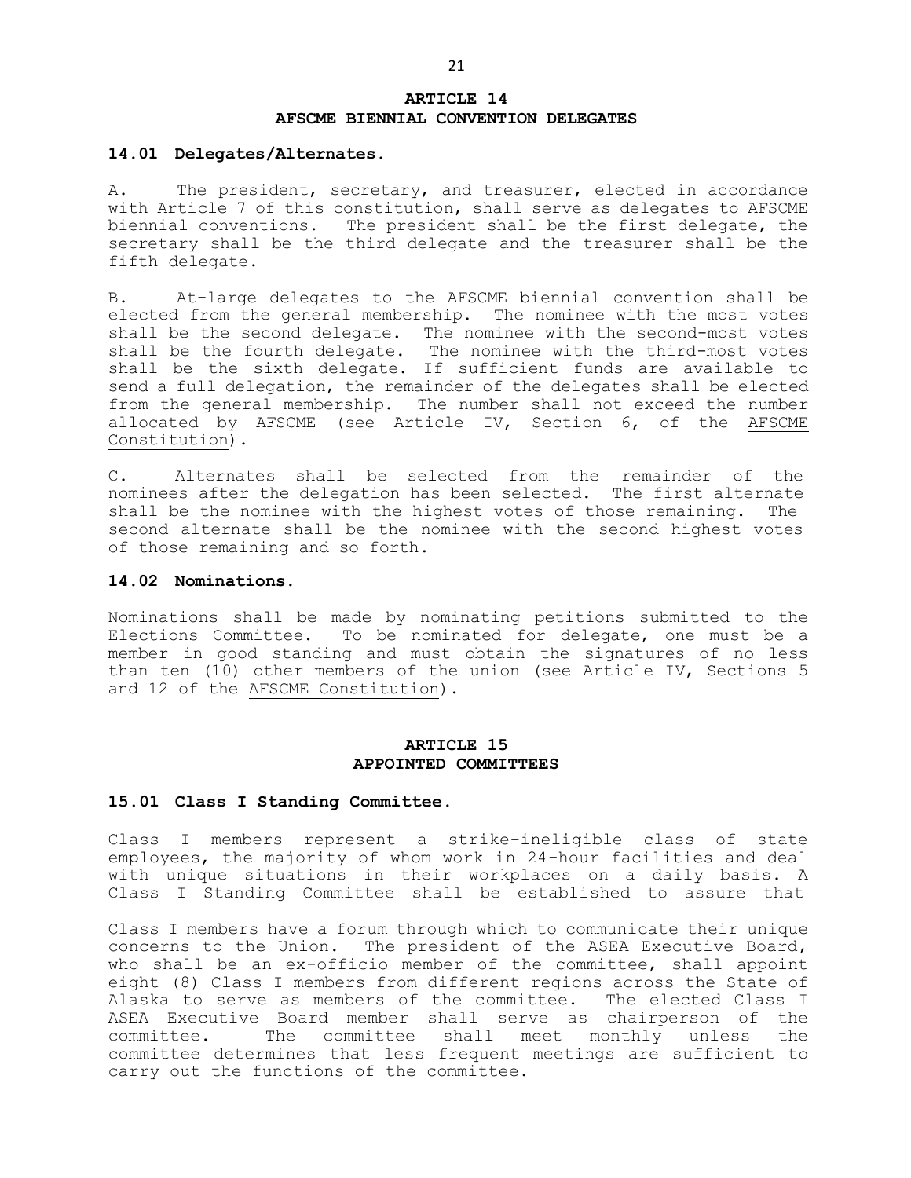## ARTICLE 14
## AFSCME BIENNIAL CONVENTION DELEGATES

### 14.01 Delegates/Alternates.

A. The president, secretary, and treasurer, elected in accordance with Article 7 of this constitution, shall serve as delegates to AFSCME biennial conventions. The president shall be the first delegate, the secretary shall be the third delegate and the treasurer shall be the fifth delegate.

B. At-large delegates to the AFSCME biennial convention shall be elected from the general membership. The nominee with the most votes shall be the second delegate. The nominee with the second-most votes shall be the fourth delegate. The nominee with the third-most votes shall be the sixth delegate. If sufficient funds are available to send a full delegation, the remainder of the delegates shall be elected from the general membership. The number shall not exceed the number allocated by AFSCME (see Article IV, Section 6, of the AFSCME Constitution).

C. Alternates shall be selected from the remainder of the nominees after the delegation has been selected. The first alternate shall be the nominee with the highest votes of those remaining. The second alternate shall be the nominee with the second highest votes of those remaining and so forth.

### 14.02 Nominations.

Nominations shall be made by nominating petitions submitted to the Elections Committee. To be nominated for delegate, one must be a member in good standing and must obtain the signatures of no less than ten (10) other members of the union (see Article IV, Sections 5 and 12 of the AFSCME Constitution).

## ARTICLE 15
## APPOINTED COMMITTEES

### 15.01 Class I Standing Committee.

Class I members represent a strike-ineligible class of state employees, the majority of whom work in 24-hour facilities and deal with unique situations in their workplaces on a daily basis. A Class I Standing Committee shall be established to assure that Class I members have a forum through which to communicate their unique concerns to the Union. The president of the ASEA Executive Board, who shall be an ex-officio member of the committee, shall appoint eight (8) Class I members from different regions across the State of Alaska to serve as members of the committee. The elected Class I ASEA Executive Board member shall serve as chairperson of the committee. The committee shall meet monthly unless the committee determines that less frequent meetings are sufficient to carry out the functions of the committee.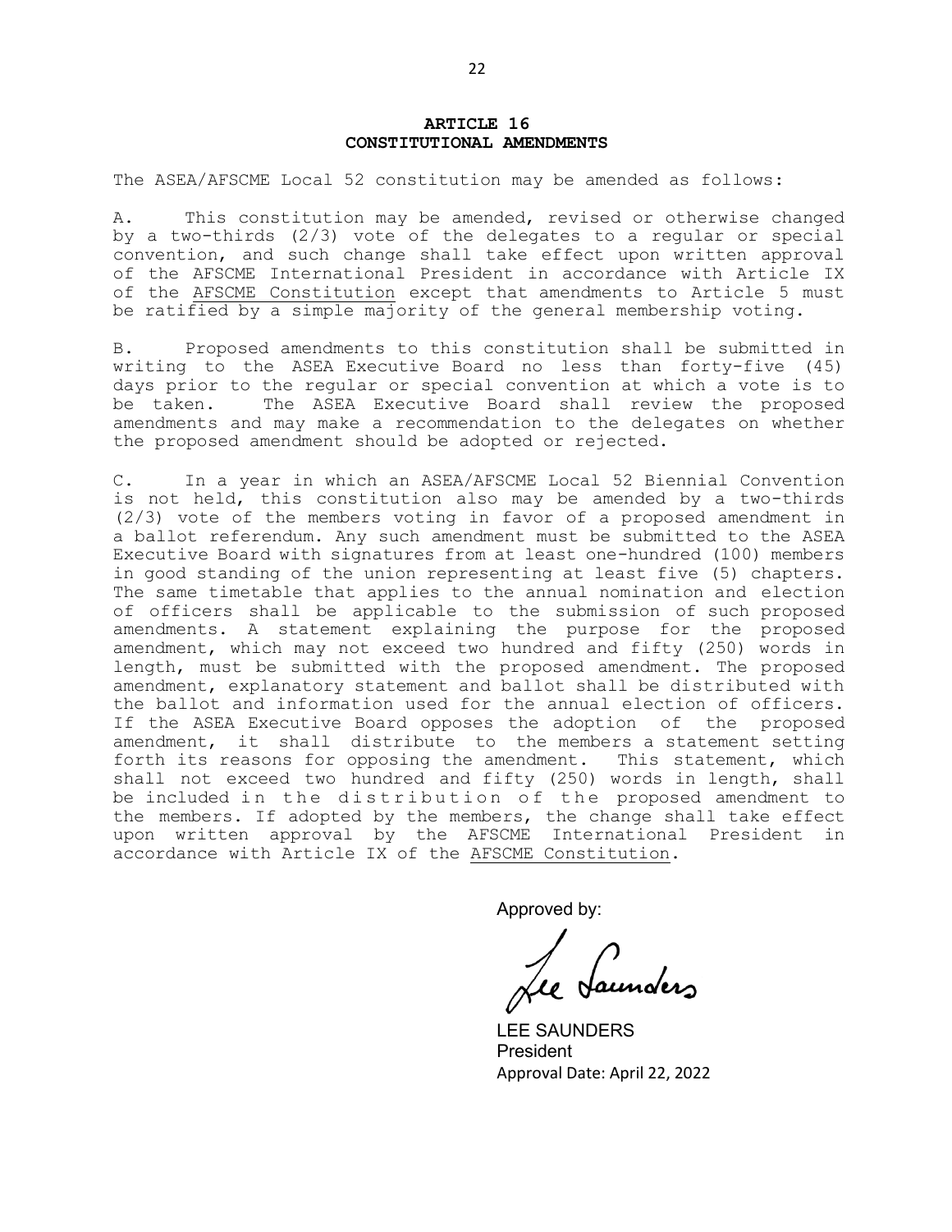## ARTICLE 16
## CONSTITUTIONAL AMENDMENTS

The ASEA/AFSCME Local 52 constitution may be amended as follows:

A. This constitution may be amended, revised or otherwise changed by a two-thirds (2/3) vote of the delegates to a regular or special convention, and such change shall take effect upon written approval of the AFSCME International President in accordance with Article IX of the AFSCME Constitution except that amendments to Article 5 must be ratified by a simple majority of the general membership voting.

B. Proposed amendments to this constitution shall be submitted in writing to the ASEA Executive Board no less than forty-five (45) days prior to the regular or special convention at which a vote is to be taken. The ASEA Executive Board shall review the proposed amendments and may make a recommendation to the delegates on whether the proposed amendment should be adopted or rejected.

C. In a year in which an ASEA/AFSCME Local 52 Biennial Convention is not held, this constitution also may be amended by a two-thirds (2/3) vote of the members voting in favor of a proposed amendment in a ballot referendum. Any such amendment must be submitted to the ASEA Executive Board with signatures from at least one-hundred (100) members in good standing of the union representing at least five (5) chapters. The same timetable that applies to the annual nomination and election of officers shall be applicable to the submission of such proposed amendments. A statement explaining the purpose for the proposed amendment, which may not exceed two hundred and fifty (250) words in length, must be submitted with the proposed amendment. The proposed amendment, explanatory statement and ballot shall be distributed with the ballot and information used for the annual election of officers. If the ASEA Executive Board opposes the adoption of the proposed amendment, it shall distribute to the members a statement setting forth its reasons for opposing the amendment. This statement, which shall not exceed two hundred and fifty (250) words in length, shall be included in the distribution of the proposed amendment to the members. If adopted by the members, the change shall take effect upon written approval by the AFSCME International President in accordance with Article IX of the AFSCME Constitution.

Approved by:

Lee Saunders

LEE SAUNDERS
President
Approval Date: April 22, 2022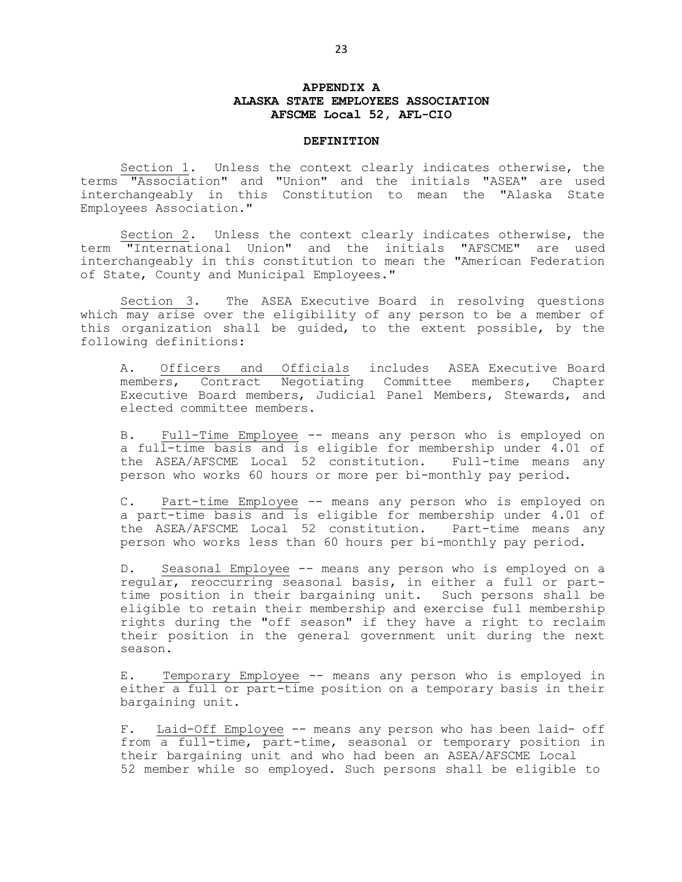# APPENDIX A
# ALASKA STATE EMPLOYEES ASSOCIATION
# AFSCME Local 52, AFL-CIO

## DEFINITION

Section 1. Unless the context clearly indicates otherwise, the terms "Association" and "Union" and the initials "ASEA" are used interchangeably in this Constitution to mean the "Alaska State Employees Association."

Section 2. Unless the context clearly indicates otherwise, the term "International Union" and the initials "AFSCME" are used interchangeably in this constitution to mean the "American Federation of State, County and Municipal Employees."

Section 3. The ASEA Executive Board in resolving questions which may arise over the eligibility of any person to be a member of this organization shall be guided, to the extent possible, by the following definitions:

A. Officers and Officials includes ASEA Executive Board members, Contract Negotiating Committee members, Chapter Executive Board members, Judicial Panel Members, Stewards, and elected committee members.

B. Full-Time Employee -- means any person who is employed on a full-time basis and is eligible for membership under 4.01 of the ASEA/AFSCME Local 52 constitution. Full-time means any person who works 60 hours or more per bi-monthly pay period.

C. Part-time Employee -- means any person who is employed on a part-time basis and is eligible for membership under 4.01 of the ASEA/AFSCME Local 52 constitution. Part-time means any person who works less than 60 hours per bi-monthly pay period.

D. Seasonal Employee -- means any person who is employed on a regular, reoccurring seasonal basis, in either a full or part-time position in their bargaining unit. Such persons shall be eligible to retain their membership and exercise full membership rights during the "off season" if they have a right to reclaim their position in the general government unit during the next season.

E. Temporary Employee -- means any person who is employed in either a full or part-time position on a temporary basis in their bargaining unit.

F. Laid-Off Employee -- means any person who has been laid- off from a full-time, part-time, seasonal or temporary position in their bargaining unit and who had been an ASEA/AFSCME Local 52 member while so employed. Such persons shall be eligible to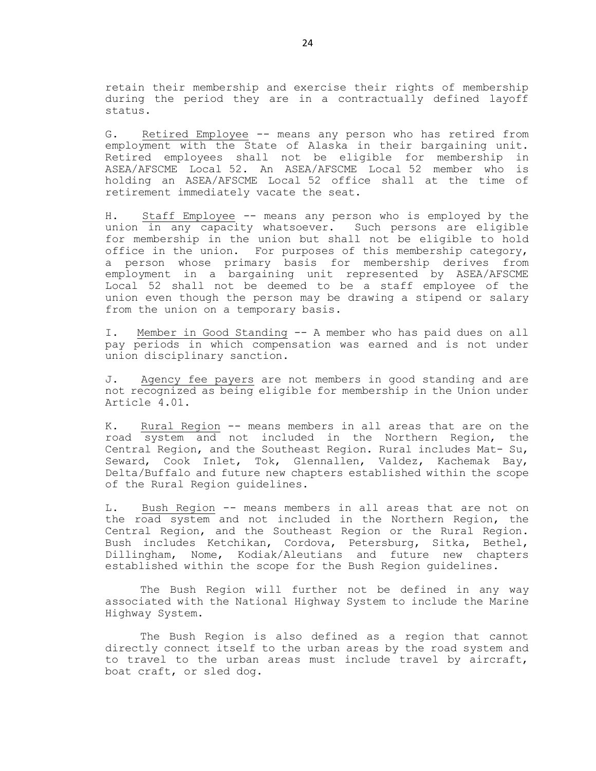retain their membership and exercise their rights of membership during the period they are in a contractually defined layoff status.

G. Retired Employee -- means any person who has retired from employment with the State of Alaska in their bargaining unit. Retired employees shall not be eligible for membership in ASEA/AFSCME Local 52. An ASEA/AFSCME Local 52 member who is holding an ASEA/AFSCME Local 52 office shall at the time of retirement immediately vacate the seat.

H. Staff Employee -- means any person who is employed by the union in any capacity whatsoever. Such persons are eligible for membership in the union but shall not be eligible to hold office in the union. For purposes of this membership category, a person whose primary basis for membership derives from employment in a bargaining unit represented by ASEA/AFSCME Local 52 shall not be deemed to be a staff employee of the union even though the person may be drawing a stipend or salary from the union on a temporary basis.

I. Member in Good Standing -- A member who has paid dues on all pay periods in which compensation was earned and is not under union disciplinary sanction.

J. Agency fee payers are not members in good standing and are not recognized as being eligible for membership in the Union under Article 4.01.

K. Rural Region -- means members in all areas that are on the road system and not included in the Northern Region, the Central Region, and the Southeast Region. Rural includes Mat- Su, Seward, Cook Inlet, Tok, Glennallen, Valdez, Kachemak Bay, Delta/Buffalo and future new chapters established within the scope of the Rural Region guidelines.

L. Bush Region -- means members in all areas that are not on the road system and not included in the Northern Region, the Central Region, and the Southeast Region or the Rural Region. Bush includes Ketchikan, Cordova, Petersburg, Sitka, Bethel, Dillingham, Nome, Kodiak/Aleutians and future new chapters established within the scope for the Bush Region guidelines.

The Bush Region will further not be defined in any way associated with the National Highway System to include the Marine Highway System.

The Bush Region is also defined as a region that cannot directly connect itself to the urban areas by the road system and to travel to the urban areas must include travel by aircraft, boat craft, or sled dog.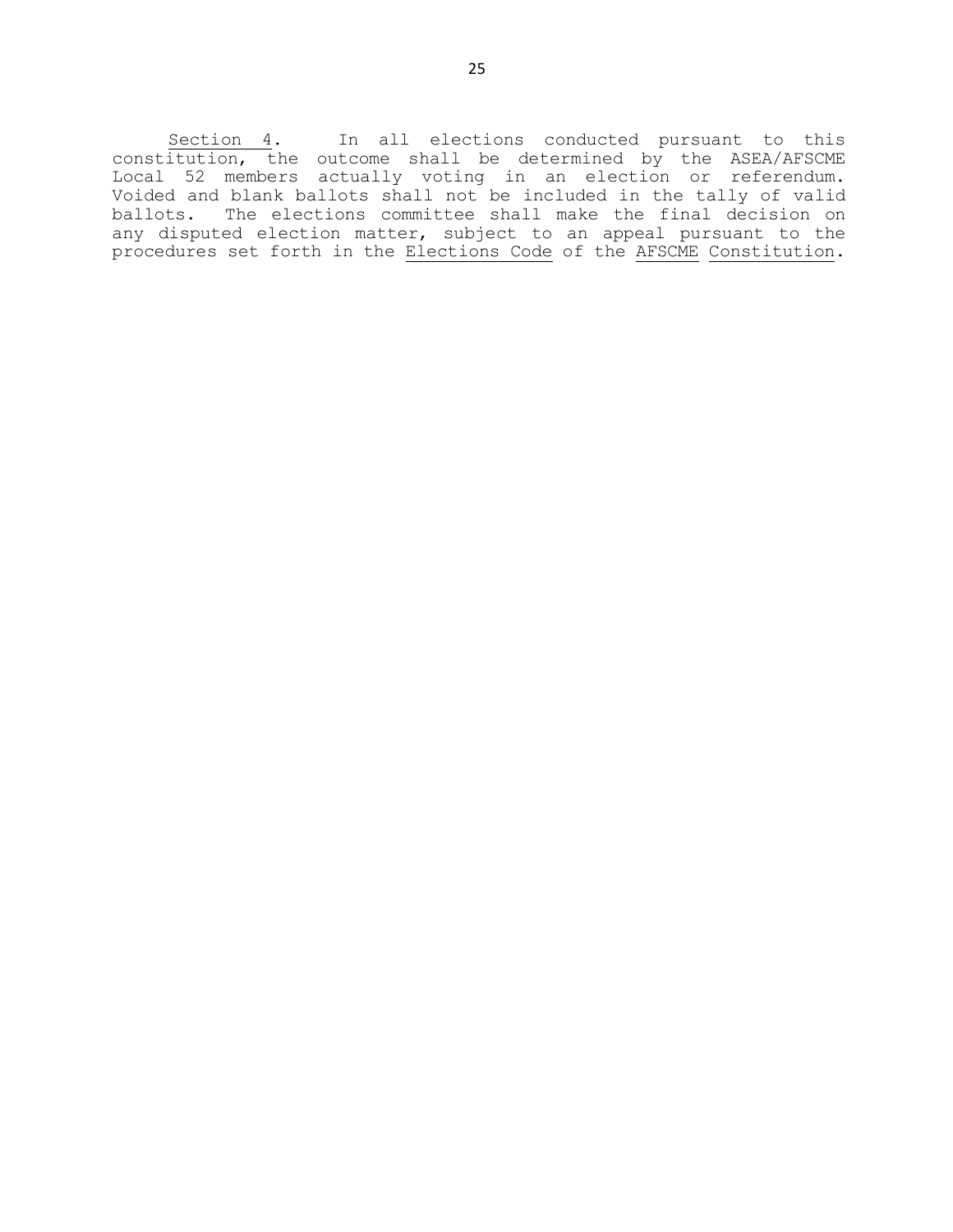Section 4. In all elections conducted pursuant to this constitution, the outcome shall be determined by the ASEA/AFSCME Local 52 members actually voting in an election or referendum. Voided and blank ballots shall not be included in the tally of valid ballots. The elections committee shall make the final decision on any disputed election matter, subject to an appeal pursuant to the procedures set forth in the Elections Code of the AFSCME Constitution.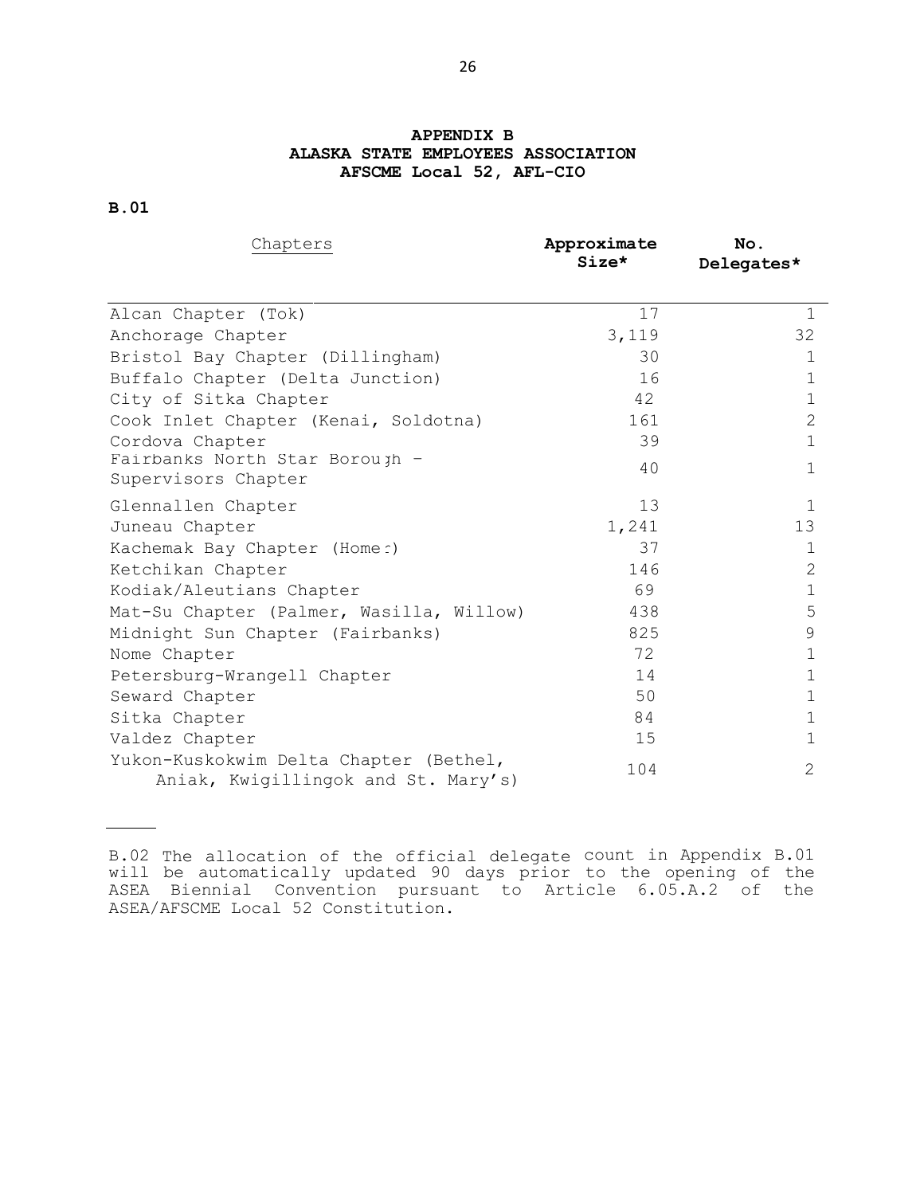# APPENDIX B
# ALASKA STATE EMPLOYEES ASSOCIATION
# AFSCME Local 52, AFL-CIO

**B.01**

| Chapters | **Approximate Size*** | **No. Delegates*** |
|---|---|---|
| Alcan Chapter (Tok) | 17 | 1 |
| Anchorage Chapter | 3,119 | 32 |
| Bristol Bay Chapter (Dillingham) | 30 | 1 |
| Buffalo Chapter (Delta Junction) | 16 | 1 |
| City of Sitka Chapter | 42 | 1 |
| Cook Inlet Chapter (Kenai, Soldotna) | 161 | 2 |
| Cordova Chapter | 39 | 1 |
| Fairbanks North Star Borough – Supervisors Chapter | 40 | 1 |
| Glennallen Chapter | 13 | 1 |
| Juneau Chapter | 1,241 | 13 |
| Kachemak Bay Chapter (Homer) | 37 | 1 |
| Ketchikan Chapter | 146 | 2 |
| Kodiak/Aleutians Chapter | 69 | 1 |
| Mat-Su Chapter (Palmer, Wasilla, Willow) | 438 | 5 |
| Midnight Sun Chapter (Fairbanks) | 825 | 9 |
| Nome Chapter | 72 | 1 |
| Petersburg-Wrangell Chapter | 14 | 1 |
| Seward Chapter | 50 | 1 |
| Sitka Chapter | 84 | 1 |
| Valdez Chapter | 15 | 1 |
| Yukon-Kuskokwim Delta Chapter (Bethel, Aniak, Kwigillingok and St. Mary's) | 104 | 2 |

---

B.02 The allocation of the official delegate count in Appendix B.01 will be automatically updated 90 days prior to the opening of the ASEA Biennial Convention pursuant to Article 6.05.A.2 of the ASEA/AFSCME Local 52 Constitution.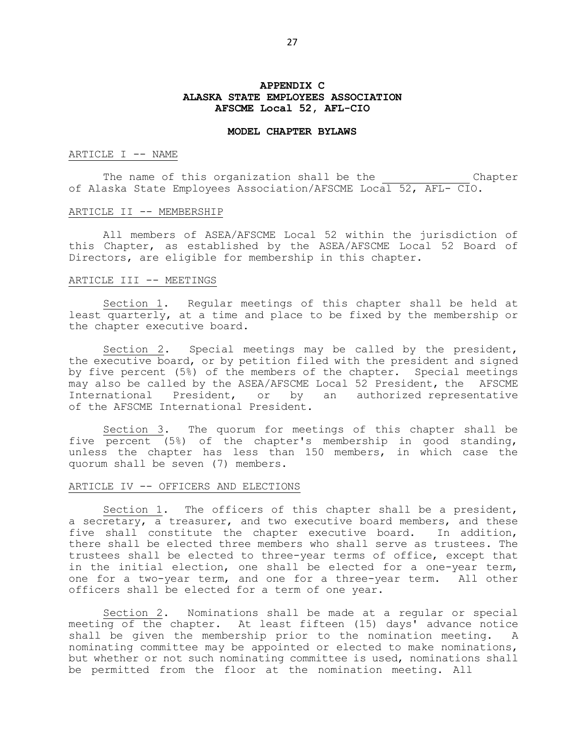# APPENDIX C
# ALASKA STATE EMPLOYEES ASSOCIATION
# AFSCME Local 52, AFL-CIO

## MODEL CHAPTER BYLAWS

ARTICLE I -- NAME

The name of this organization shall be the _____________ Chapter of Alaska State Employees Association/AFSCME Local 52, AFL- CIO.

ARTICLE II -- MEMBERSHIP

All members of ASEA/AFSCME Local 52 within the jurisdiction of this Chapter, as established by the ASEA/AFSCME Local 52 Board of Directors, are eligible for membership in this chapter.

ARTICLE III -- MEETINGS

Section 1. Regular meetings of this chapter shall be held at least quarterly, at a time and place to be fixed by the membership or the chapter executive board.

Section 2. Special meetings may be called by the president, the executive board, or by petition filed with the president and signed by five percent (5%) of the members of the chapter. Special meetings may also be called by the ASEA/AFSCME Local 52 President, the AFSCME International President, or by an authorized representative of the AFSCME International President.

Section 3. The quorum for meetings of this chapter shall be five percent (5%) of the chapter's membership in good standing, unless the chapter has less than 150 members, in which case the quorum shall be seven (7) members.

ARTICLE IV -- OFFICERS AND ELECTIONS

Section 1. The officers of this chapter shall be a president, a secretary, a treasurer, and two executive board members, and these five shall constitute the chapter executive board. In addition, there shall be elected three members who shall serve as trustees. The trustees shall be elected to three-year terms of office, except that in the initial election, one shall be elected for a one-year term, one for a two-year term, and one for a three-year term. All other officers shall be elected for a term of one year.

Section 2. Nominations shall be made at a regular or special meeting of the chapter. At least fifteen (15) days' advance notice shall be given the membership prior to the nomination meeting. A nominating committee may be appointed or elected to make nominations, but whether or not such nominating committee is used, nominations shall be permitted from the floor at the nomination meeting. All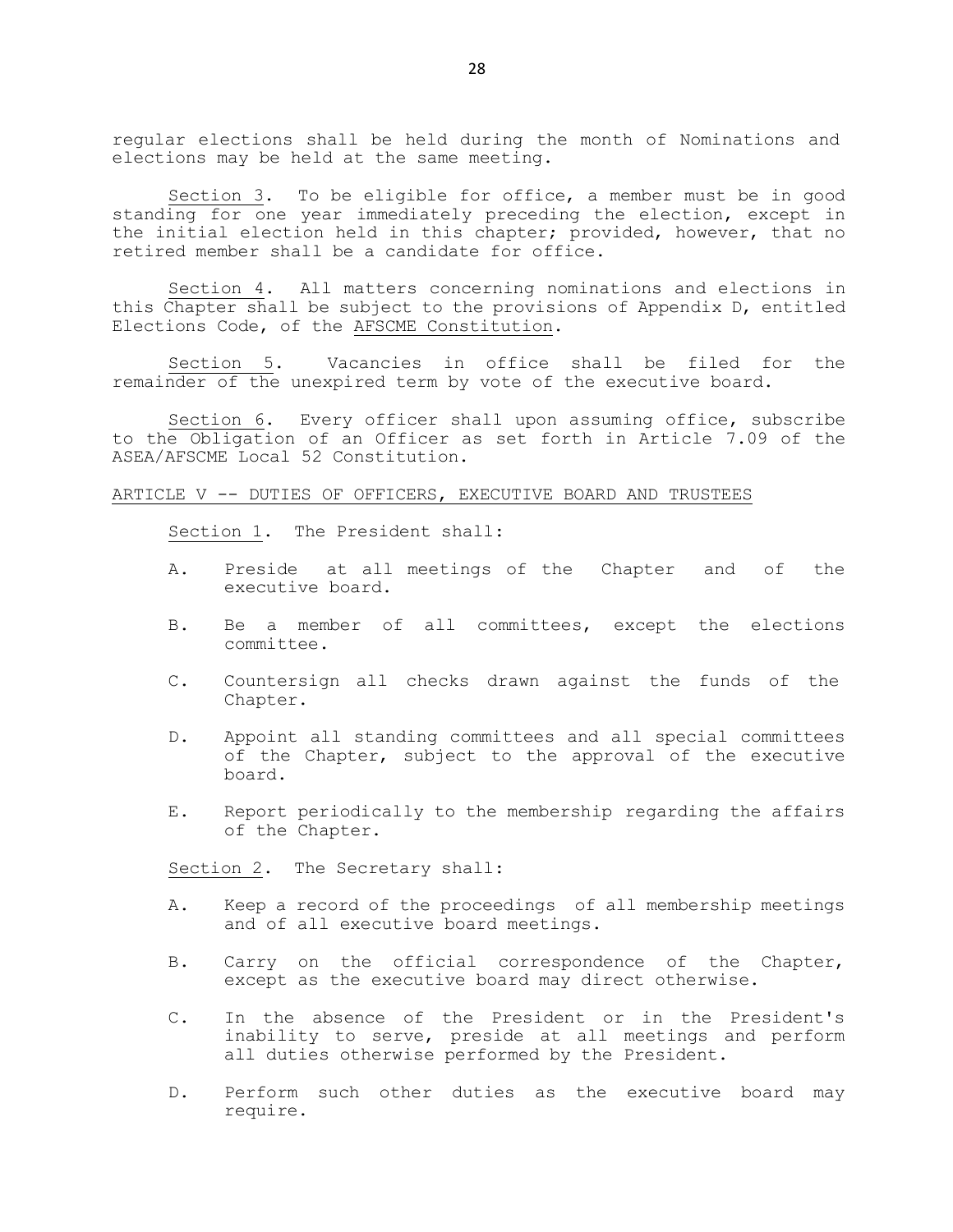regular elections shall be held during the month of Nominations and elections may be held at the same meeting.

Section 3. To be eligible for office, a member must be in good standing for one year immediately preceding the election, except in the initial election held in this chapter; provided, however, that no retired member shall be a candidate for office.

Section 4. All matters concerning nominations and elections in this Chapter shall be subject to the provisions of Appendix D, entitled Elections Code, of the AFSCME Constitution.

Section 5. Vacancies in office shall be filed for the remainder of the unexpired term by vote of the executive board.

Section 6. Every officer shall upon assuming office, subscribe to the Obligation of an Officer as set forth in Article 7.09 of the ASEA/AFSCME Local 52 Constitution.

## ARTICLE V -- DUTIES OF OFFICERS, EXECUTIVE BOARD AND TRUSTEES

Section 1. The President shall:

A. Preside at all meetings of the Chapter and of the executive board.

B. Be a member of all committees, except the elections committee.

C. Countersign all checks drawn against the funds of the Chapter.

D. Appoint all standing committees and all special committees of the Chapter, subject to the approval of the executive board.

E. Report periodically to the membership regarding the affairs of the Chapter.

Section 2. The Secretary shall:

A. Keep a record of the proceedings of all membership meetings and of all executive board meetings.

B. Carry on the official correspondence of the Chapter, except as the executive board may direct otherwise.

C. In the absence of the President or in the President's inability to serve, preside at all meetings and perform all duties otherwise performed by the President.

D. Perform such other duties as the executive board may require.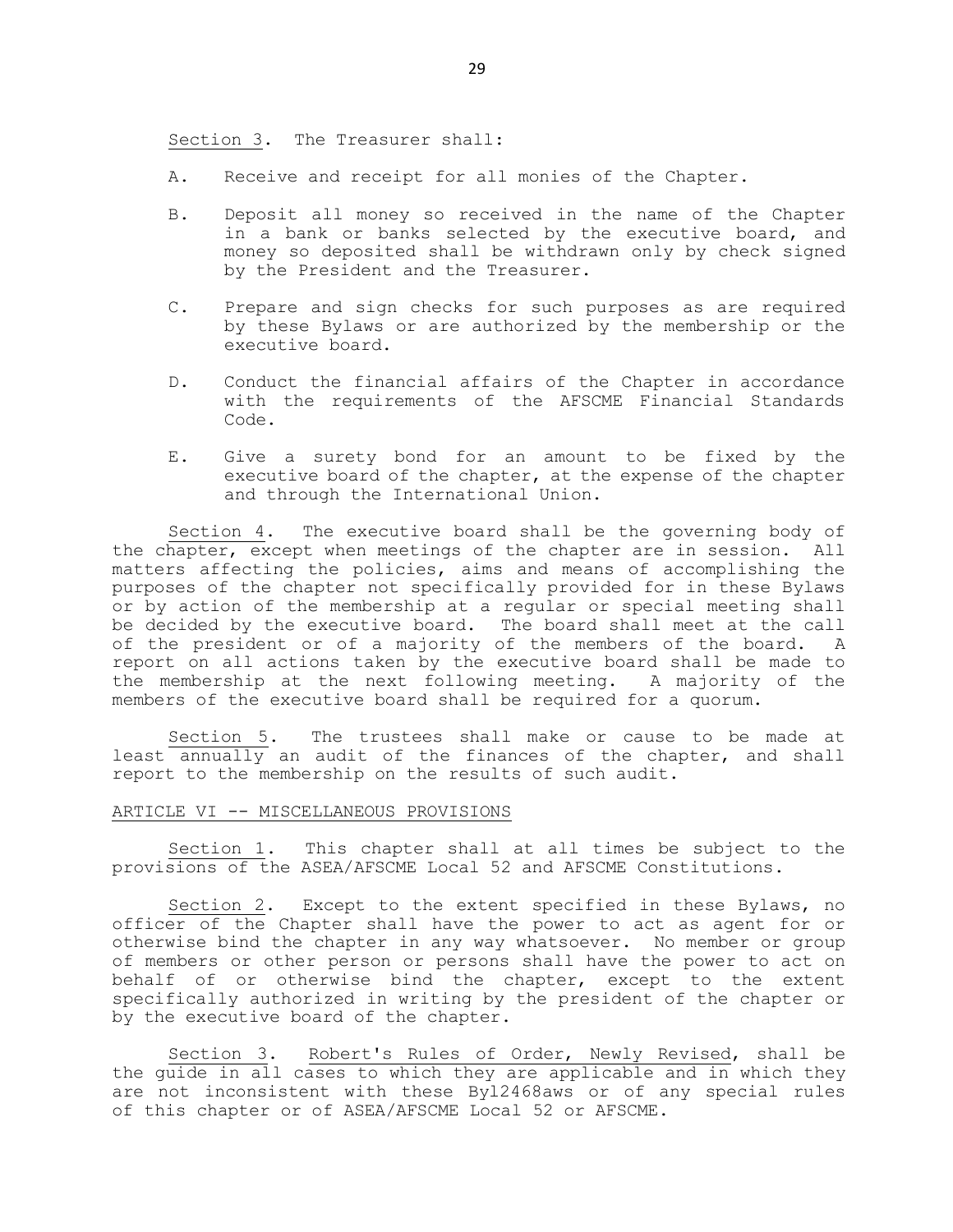Section 3. The Treasurer shall:

A. Receive and receipt for all monies of the Chapter.

B. Deposit all money so received in the name of the Chapter in a bank or banks selected by the executive board, and money so deposited shall be withdrawn only by check signed by the President and the Treasurer.

C. Prepare and sign checks for such purposes as are required by these Bylaws or are authorized by the membership or the executive board.

D. Conduct the financial affairs of the Chapter in accordance with the requirements of the AFSCME Financial Standards Code.

E. Give a surety bond for an amount to be fixed by the executive board of the chapter, at the expense of the chapter and through the International Union.

Section 4. The executive board shall be the governing body of the chapter, except when meetings of the chapter are in session. All matters affecting the policies, aims and means of accomplishing the purposes of the chapter not specifically provided for in these Bylaws or by action of the membership at a regular or special meeting shall be decided by the executive board. The board shall meet at the call of the president or of a majority of the members of the board. A report on all actions taken by the executive board shall be made to the membership at the next following meeting. A majority of the members of the executive board shall be required for a quorum.

Section 5. The trustees shall make or cause to be made at least annually an audit of the finances of the chapter, and shall report to the membership on the results of such audit.

ARTICLE VI -- MISCELLANEOUS PROVISIONS

Section 1. This chapter shall at all times be subject to the provisions of the ASEA/AFSCME Local 52 and AFSCME Constitutions.

Section 2. Except to the extent specified in these Bylaws, no officer of the Chapter shall have the power to act as agent for or otherwise bind the chapter in any way whatsoever. No member or group of members or other person or persons shall have the power to act on behalf of or otherwise bind the chapter, except to the extent specifically authorized in writing by the president of the chapter or by the executive board of the chapter.

Section 3. Robert's Rules of Order, Newly Revised, shall be the guide in all cases to which they are applicable and in which they are not inconsistent with these Byl2468aws or of any special rules of this chapter or of ASEA/AFSCME Local 52 or AFSCME.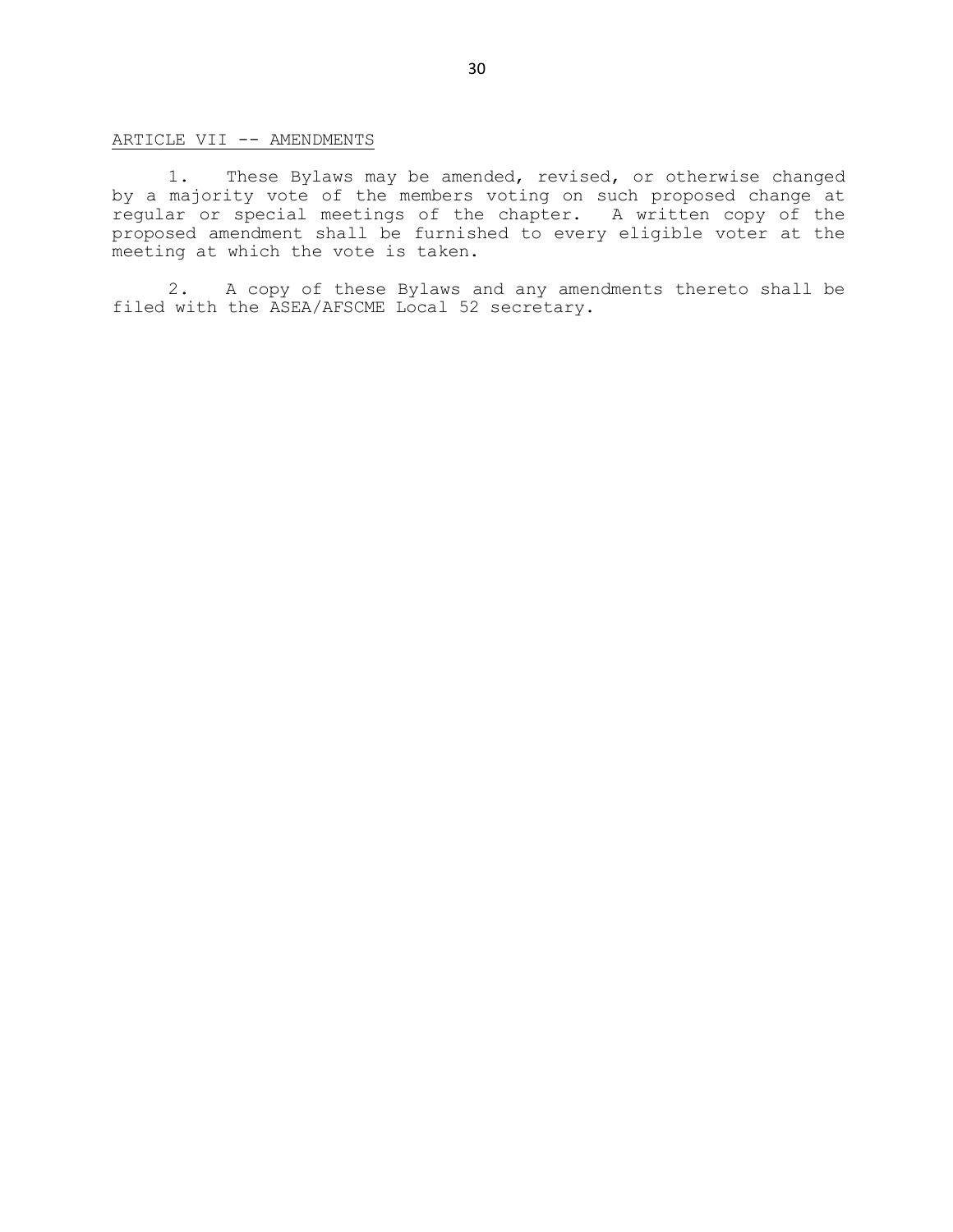## ARTICLE VII -- AMENDMENTS

1. These Bylaws may be amended, revised, or otherwise changed by a majority vote of the members voting on such proposed change at regular or special meetings of the chapter. A written copy of the proposed amendment shall be furnished to every eligible voter at the meeting at which the vote is taken.

2. A copy of these Bylaws and any amendments thereto shall be filed with the ASEA/AFSCME Local 52 secretary.